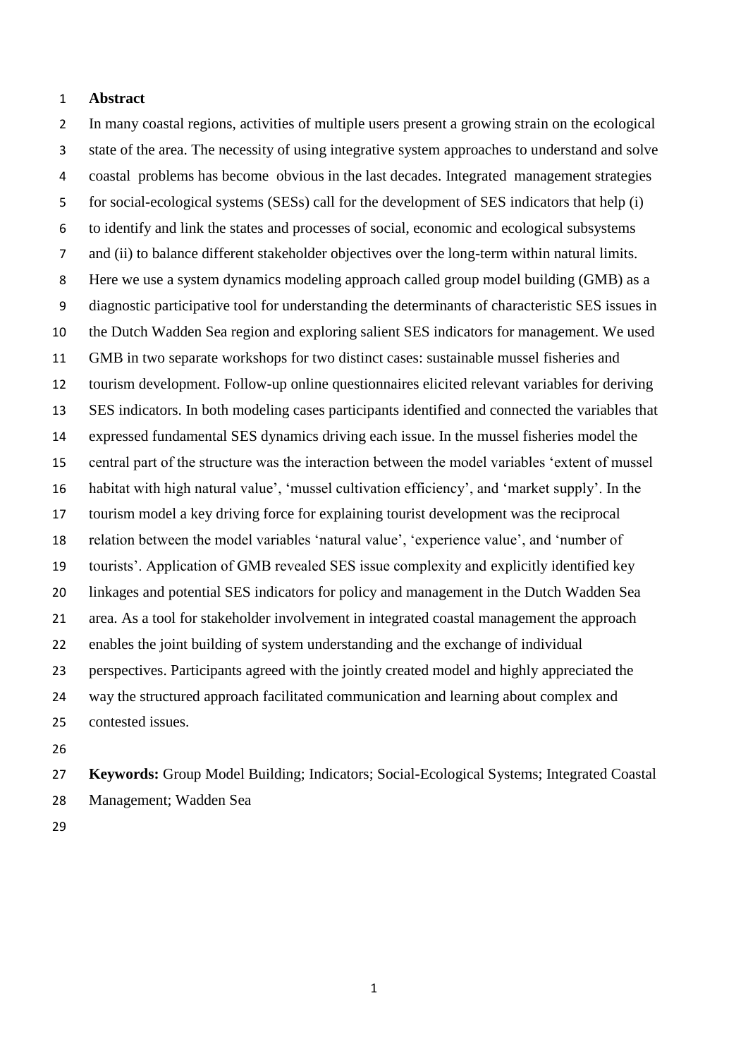## Abstract

In many coastal regions, activities of multiple users present a growing strain on the ecological state of the area. The necessity of using integrative system approaches to understand and solve coastal problems has become obvious in the last decades. Integrated management strategies for social-ecological systems (SESs) call for the development of SES indicators that help (i) to identify and link the states and processes of social, economic and ecological subsystems and (ii) to balance different stakeholder objectives over the long-term within natural limits. Here we use a system dynamics modeling approach called group model building (GMB) as a diagnostic participative tool for understanding the determinants of characteristic SES issues in the Dutch Wadden Sea region and exploring salient SES indicators for management. We used GMB in two separate workshops for two distinct cases: sustainable mussel fisheries and tourism development. Follow-up online questionnaires elicited relevant variables for deriving SES indicators. In both modeling cases participants identified and connected the variables that expressed fundamental SES dynamics driving each issue. In the mussel fisheries model the central part of the structure was the interaction between the model variables 'extent of mussel habitat with high natural value', 'mussel cultivation efficiency', and 'market supply'. In the tourism model a key driving force for explaining tourist development was the reciprocal relation between the model variables 'natural value', 'experience value', and 'number of tourists'. Application of GMB revealed SES issue complexity and explicitly identified key linkages and potential SES indicators for policy and management in the Dutch Wadden Sea area. As a tool for stakeholder involvement in integrated coastal management the approach enables the joint building of system understanding and the exchange of individual perspectives. Participants agreed with the jointly created model and highly appreciated the way the structured approach facilitated communication and learning about complex and contested issues.

**Keywords:** Group Model Building; Indicators; Social-Ecological Systems; Integrated Coastal Management; Wadden Sea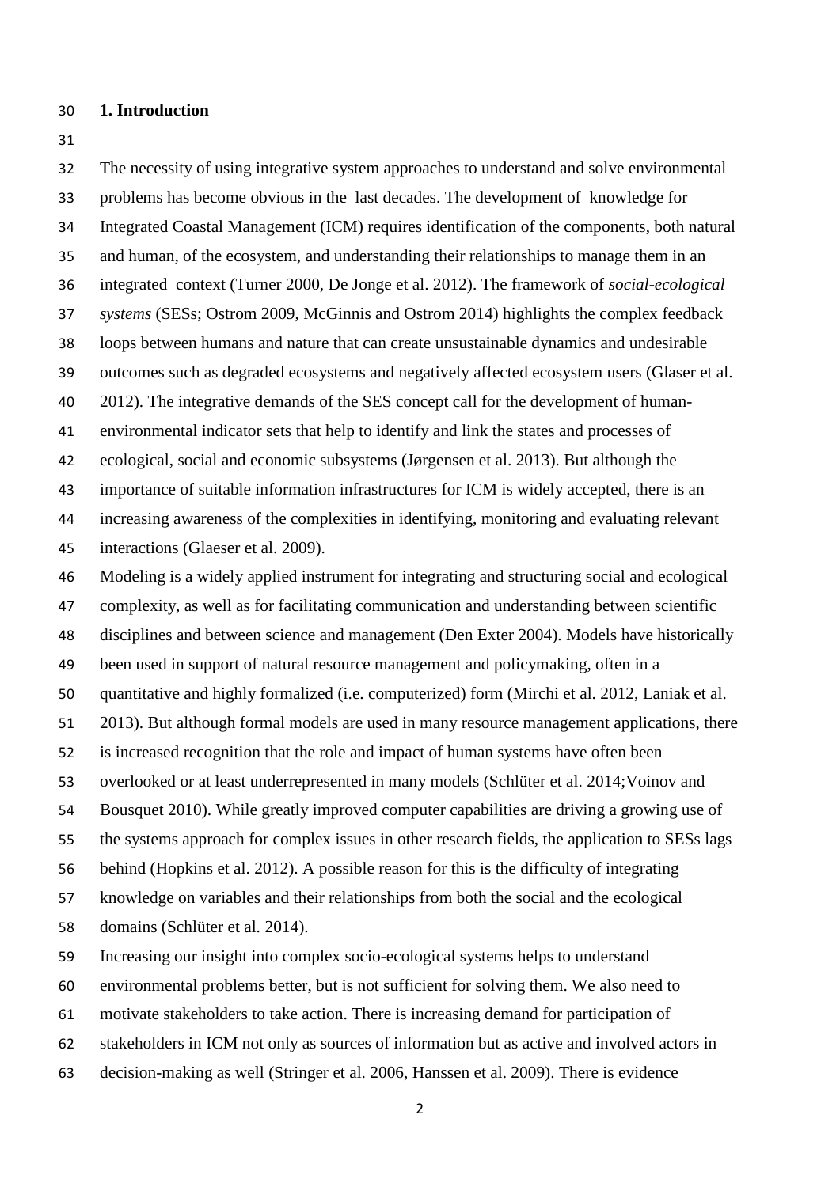## 1. Introduction

The necessity of using integrative system approaches to understand and solve environmental problems has become obvious in the last decades. The development of knowledge for Integrated Coastal Management (ICM) requires identification of the components, both natural and human, of the ecosystem, and understanding their relationships to manage them in an integrated context (Turner 2000, De Jonge et al. 2012). The framework of *social-ecological systems* (SESs; Ostrom 2009, McGinnis and Ostrom 2014) highlights the complex feedback loops between humans and nature that can create unsustainable dynamics and undesirable outcomes such as degraded ecosystems and negatively affected ecosystem users (Glaser et al. 2012). The integrative demands of the SES concept call for the development of human-environmental indicator sets that help to identify and link the states and processes of ecological, social and economic subsystems (Jørgensen et al. 2013). But although the importance of suitable information infrastructures for ICM is widely accepted, there is an increasing awareness of the complexities in identifying, monitoring and evaluating relevant interactions (Glaeser et al. 2009).

Modeling is a widely applied instrument for integrating and structuring social and ecological complexity, as well as for facilitating communication and understanding between scientific disciplines and between science and management (Den Exter 2004). Models have historically been used in support of natural resource management and policymaking, often in a quantitative and highly formalized (i.e. computerized) form (Mirchi et al. 2012, Laniak et al. 2013). But although formal models are used in many resource management applications, there is increased recognition that the role and impact of human systems have often been overlooked or at least underrepresented in many models (Schlüter et al. 2014;Voinov and Bousquet 2010). While greatly improved computer capabilities are driving a growing use of the systems approach for complex issues in other research fields, the application to SESs lags behind (Hopkins et al. 2012). A possible reason for this is the difficulty of integrating knowledge on variables and their relationships from both the social and the ecological domains (Schlüter et al. 2014).

Increasing our insight into complex socio-ecological systems helps to understand environmental problems better, but is not sufficient for solving them. We also need to motivate stakeholders to take action. There is increasing demand for participation of stakeholders in ICM not only as sources of information but as active and involved actors in decision-making as well (Stringer et al. 2006, Hanssen et al. 2009). There is evidence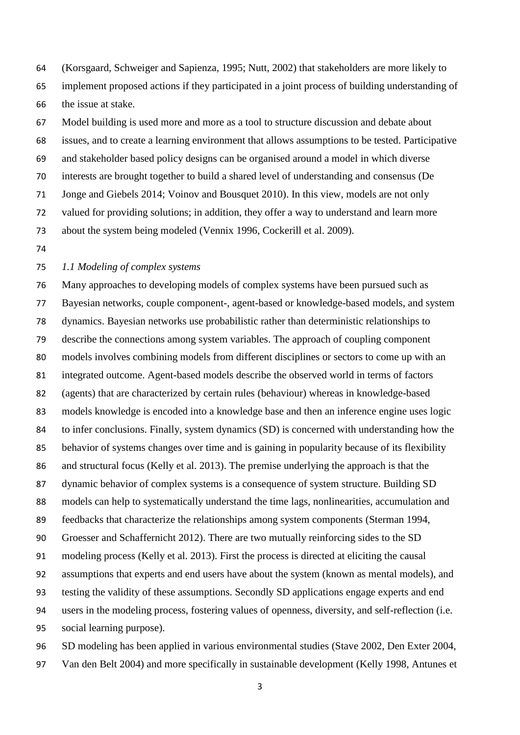(Korsgaard, Schweiger and Sapienza, 1995; Nutt, 2002) that stakeholders are more likely to implement proposed actions if they participated in a joint process of building understanding of the issue at stake.

Model building is used more and more as a tool to structure discussion and debate about issues, and to create a learning environment that allows assumptions to be tested. Participative and stakeholder based policy designs can be organised around a model in which diverse interests are brought together to build a shared level of understanding and consensus (De Jonge and Giebels 2014; Voinov and Bousquet 2010). In this view, models are not only valued for providing solutions; in addition, they offer a way to understand and learn more about the system being modeled (Vennix 1996, Cockerill et al. 2009).

### *1.1 Modeling of complex systems*

Many approaches to developing models of complex systems have been pursued such as Bayesian networks, couple component-, agent-based or knowledge-based models, and system dynamics. Bayesian networks use probabilistic rather than deterministic relationships to describe the connections among system variables. The approach of coupling component models involves combining models from different disciplines or sectors to come up with an integrated outcome. Agent-based models describe the observed world in terms of factors (agents) that are characterized by certain rules (behaviour) whereas in knowledge-based models knowledge is encoded into a knowledge base and then an inference engine uses logic to infer conclusions. Finally, system dynamics (SD) is concerned with understanding how the behavior of systems changes over time and is gaining in popularity because of its flexibility and structural focus (Kelly et al. 2013). The premise underlying the approach is that the dynamic behavior of complex systems is a consequence of system structure. Building SD models can help to systematically understand the time lags, nonlinearities, accumulation and feedbacks that characterize the relationships among system components (Sterman 1994, Groesser and Schaffernicht 2012). There are two mutually reinforcing sides to the SD modeling process (Kelly et al. 2013). First the process is directed at eliciting the causal assumptions that experts and end users have about the system (known as mental models), and testing the validity of these assumptions. Secondly SD applications engage experts and end users in the modeling process, fostering values of openness, diversity, and self-reflection (i.e. social learning purpose).

SD modeling has been applied in various environmental studies (Stave 2002, Den Exter 2004, Van den Belt 2004) and more specifically in sustainable development (Kelly 1998, Antunes et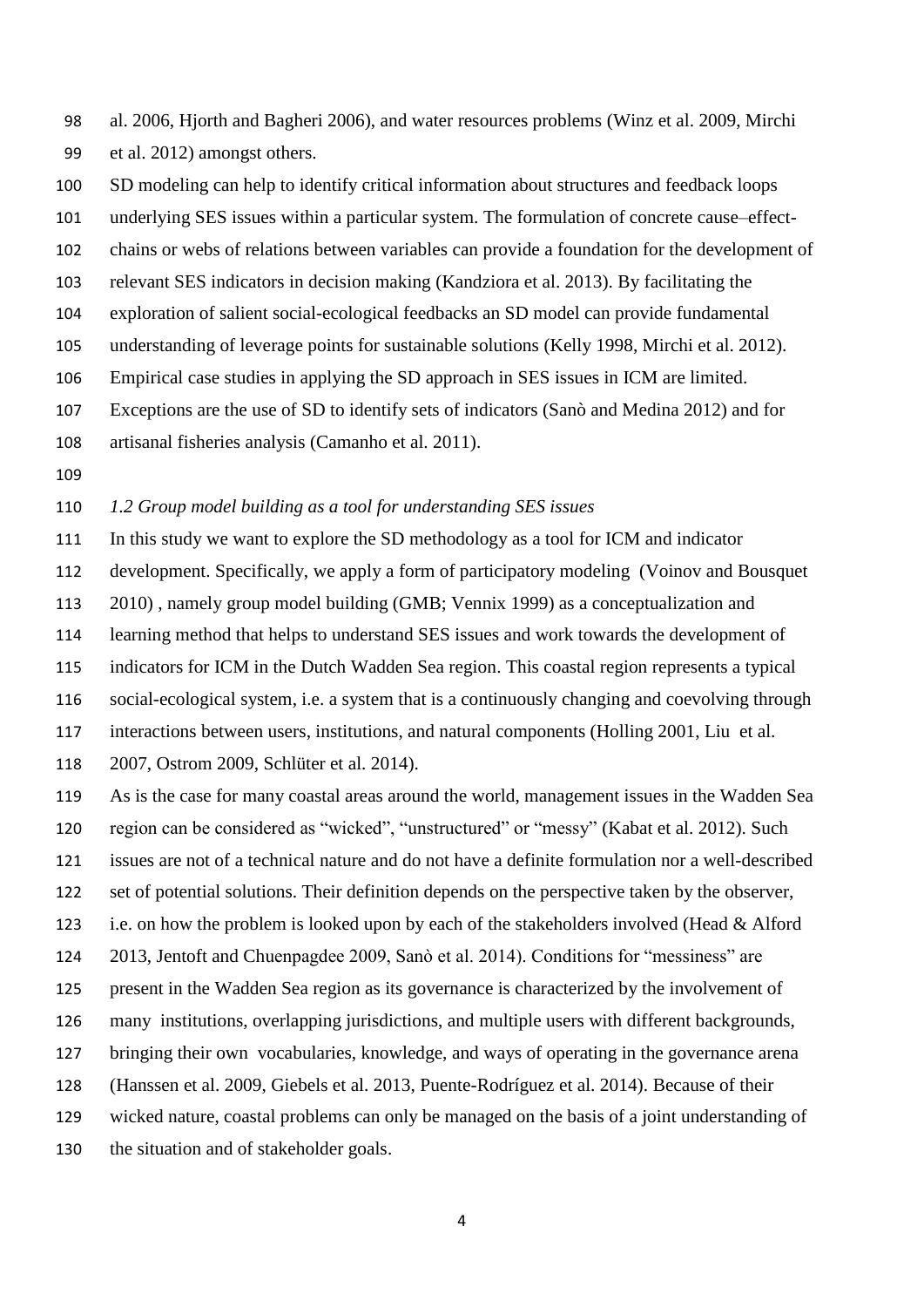al. 2006, Hjorth and Bagheri 2006), and water resources problems (Winz et al. 2009, Mirchi et al. 2012) amongst others.

SD modeling can help to identify critical information about structures and feedback loops underlying SES issues within a particular system. The formulation of concrete cause–effect-chains or webs of relations between variables can provide a foundation for the development of relevant SES indicators in decision making (Kandziora et al. 2013). By facilitating the exploration of salient social-ecological feedbacks an SD model can provide fundamental understanding of leverage points for sustainable solutions (Kelly 1998, Mirchi et al. 2012). Empirical case studies in applying the SD approach in SES issues in ICM are limited. Exceptions are the use of SD to identify sets of indicators (Sanò and Medina 2012) and for artisanal fisheries analysis (Camanho et al. 2011).

### *1.2 Group model building as a tool for understanding SES issues*

In this study we want to explore the SD methodology as a tool for ICM and indicator development. Specifically, we apply a form of participatory modeling (Voinov and Bousquet 2010) , namely group model building (GMB; Vennix 1999) as a conceptualization and learning method that helps to understand SES issues and work towards the development of indicators for ICM in the Dutch Wadden Sea region. This coastal region represents a typical social-ecological system, i.e. a system that is a continuously changing and coevolving through interactions between users, institutions, and natural components (Holling 2001, Liu et al. 2007, Ostrom 2009, Schlüter et al. 2014).

As is the case for many coastal areas around the world, management issues in the Wadden Sea region can be considered as "wicked", "unstructured" or "messy" (Kabat et al. 2012). Such issues are not of a technical nature and do not have a definite formulation nor a well-described set of potential solutions. Their definition depends on the perspective taken by the observer, i.e. on how the problem is looked upon by each of the stakeholders involved (Head & Alford 2013, Jentoft and Chuenpagdee 2009, Sanò et al. 2014). Conditions for "messiness" are present in the Wadden Sea region as its governance is characterized by the involvement of many institutions, overlapping jurisdictions, and multiple users with different backgrounds, bringing their own vocabularies, knowledge, and ways of operating in the governance arena (Hanssen et al. 2009, Giebels et al. 2013, Puente-Rodríguez et al. 2014). Because of their wicked nature, coastal problems can only be managed on the basis of a joint understanding of the situation and of stakeholder goals.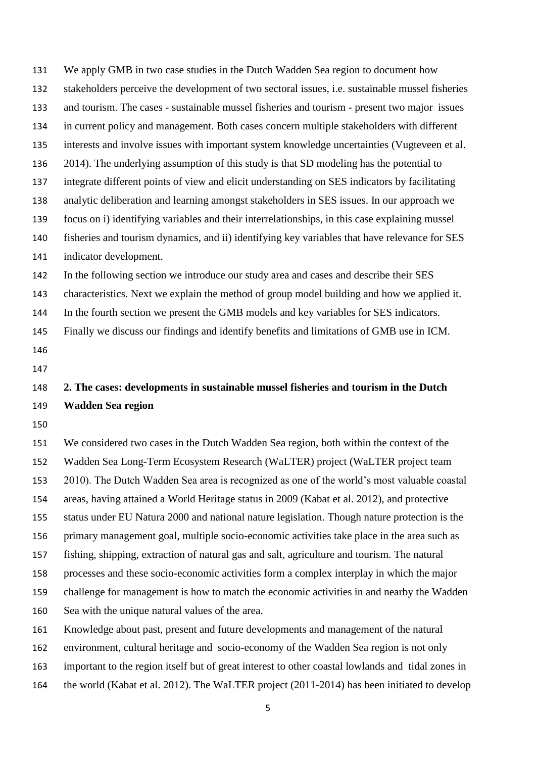We apply GMB in two case studies in the Dutch Wadden Sea region to document how stakeholders perceive the development of two sectoral issues, i.e. sustainable mussel fisheries and tourism. The cases - sustainable mussel fisheries and tourism - present two major issues in current policy and management. Both cases concern multiple stakeholders with different interests and involve issues with important system knowledge uncertainties (Vugteveen et al. 2014). The underlying assumption of this study is that SD modeling has the potential to integrate different points of view and elicit understanding on SES indicators by facilitating analytic deliberation and learning amongst stakeholders in SES issues. In our approach we focus on i) identifying variables and their interrelationships, in this case explaining mussel fisheries and tourism dynamics, and ii) identifying key variables that have relevance for SES indicator development.

In the following section we introduce our study area and cases and describe their SES characteristics. Next we explain the method of group model building and how we applied it. In the fourth section we present the GMB models and key variables for SES indicators. Finally we discuss our findings and identify benefits and limitations of GMB use in ICM.

## 2. The cases: developments in sustainable mussel fisheries and tourism in the Dutch Wadden Sea region

We considered two cases in the Dutch Wadden Sea region, both within the context of the Wadden Sea Long-Term Ecosystem Research (WaLTER) project (WaLTER project team 2010). The Dutch Wadden Sea area is recognized as one of the world's most valuable coastal areas, having attained a World Heritage status in 2009 (Kabat et al. 2012), and protective status under EU Natura 2000 and national nature legislation. Though nature protection is the primary management goal, multiple socio-economic activities take place in the area such as fishing, shipping, extraction of natural gas and salt, agriculture and tourism. The natural processes and these socio-economic activities form a complex interplay in which the major challenge for management is how to match the economic activities in and nearby the Wadden Sea with the unique natural values of the area.

Knowledge about past, present and future developments and management of the natural environment, cultural heritage and socio-economy of the Wadden Sea region is not only important to the region itself but of great interest to other coastal lowlands and tidal zones in the world (Kabat et al. 2012). The WaLTER project (2011-2014) has been initiated to develop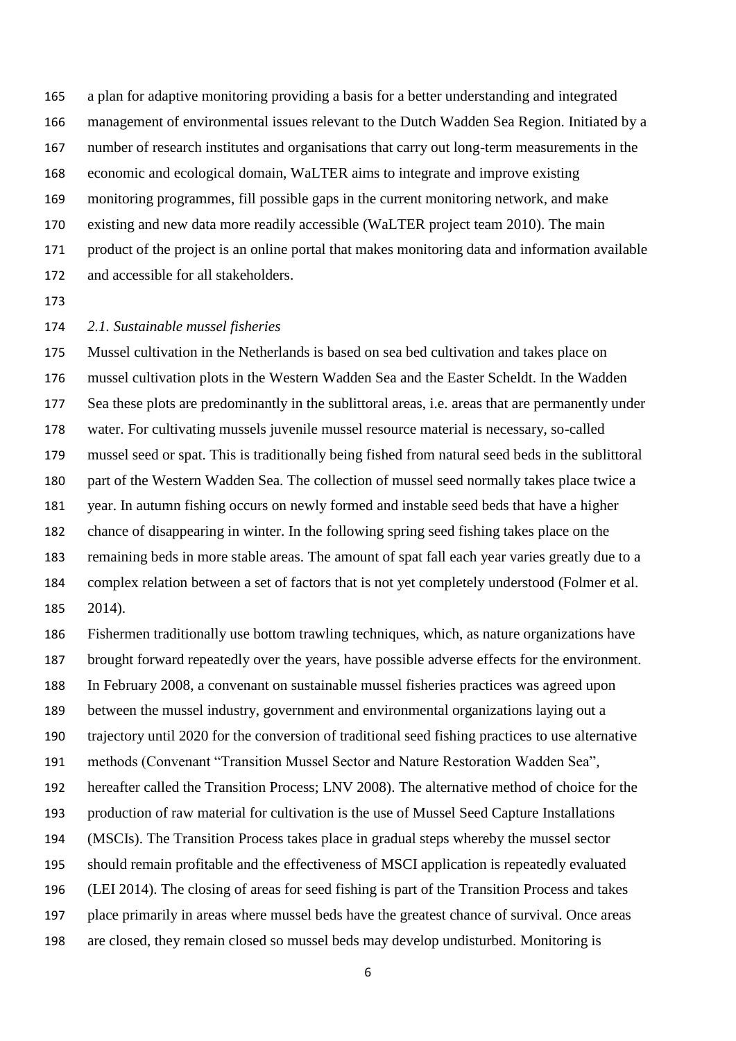a plan for adaptive monitoring providing a basis for a better understanding and integrated management of environmental issues relevant to the Dutch Wadden Sea Region. Initiated by a number of research institutes and organisations that carry out long-term measurements in the economic and ecological domain, WaLTER aims to integrate and improve existing monitoring programmes, fill possible gaps in the current monitoring network, and make existing and new data more readily accessible (WaLTER project team 2010). The main product of the project is an online portal that makes monitoring data and information available and accessible for all stakeholders.

### *2.1. Sustainable mussel fisheries*

Mussel cultivation in the Netherlands is based on sea bed cultivation and takes place on mussel cultivation plots in the Western Wadden Sea and the Easter Scheldt. In the Wadden Sea these plots are predominantly in the sublittoral areas, i.e. areas that are permanently under water. For cultivating mussels juvenile mussel resource material is necessary, so-called mussel seed or spat. This is traditionally being fished from natural seed beds in the sublittoral part of the Western Wadden Sea. The collection of mussel seed normally takes place twice a year. In autumn fishing occurs on newly formed and instable seed beds that have a higher chance of disappearing in winter. In the following spring seed fishing takes place on the remaining beds in more stable areas. The amount of spat fall each year varies greatly due to a complex relation between a set of factors that is not yet completely understood (Folmer et al. 2014).

Fishermen traditionally use bottom trawling techniques, which, as nature organizations have brought forward repeatedly over the years, have possible adverse effects for the environment. In February 2008, a convenant on sustainable mussel fisheries practices was agreed upon between the mussel industry, government and environmental organizations laying out a trajectory until 2020 for the conversion of traditional seed fishing practices to use alternative methods (Convenant "Transition Mussel Sector and Nature Restoration Wadden Sea", hereafter called the Transition Process; LNV 2008). The alternative method of choice for the production of raw material for cultivation is the use of Mussel Seed Capture Installations (MSCIs). The Transition Process takes place in gradual steps whereby the mussel sector should remain profitable and the effectiveness of MSCI application is repeatedly evaluated (LEI 2014). The closing of areas for seed fishing is part of the Transition Process and takes place primarily in areas where mussel beds have the greatest chance of survival. Once areas are closed, they remain closed so mussel beds may develop undisturbed. Monitoring is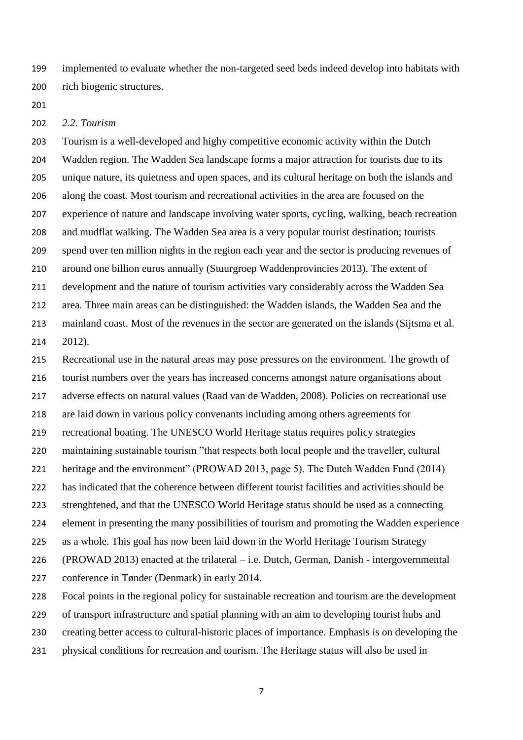implemented to evaluate whether the non-targeted seed beds indeed develop into habitats with rich biogenic structures.

*2.2. Tourism*

Tourism is a well-developed and highy competitive economic activity within the Dutch Wadden region. The Wadden Sea landscape forms a major attraction for tourists due to its unique nature, its quietness and open spaces, and its cultural heritage on both the islands and along the coast. Most tourism and recreational activities in the area are focused on the experience of nature and landscape involving water sports, cycling, walking, beach recreation and mudflat walking. The Wadden Sea area is a very popular tourist destination; tourists spend over ten million nights in the region each year and the sector is producing revenues of around one billion euros annually (Stuurgroep Waddenprovincies 2013). The extent of development and the nature of tourism activities vary considerably across the Wadden Sea area. Three main areas can be distinguished: the Wadden islands, the Wadden Sea and the mainland coast. Most of the revenues in the sector are generated on the islands (Sijtsma et al. 2012).

Recreational use in the natural areas may pose pressures on the environment. The growth of tourist numbers over the years has increased concerns amongst nature organisations about adverse effects on natural values (Raad van de Wadden, 2008). Policies on recreational use are laid down in various policy convenants including among others agreements for recreational boating. The UNESCO World Heritage status requires policy strategies maintaining sustainable tourism "that respects both local people and the traveller, cultural heritage and the environment" (PROWAD 2013, page 5). The Dutch Wadden Fund (2014) has indicated that the coherence between different tourist facilities and activities should be strenghtened, and that the UNESCO World Heritage status should be used as a connecting element in presenting the many possibilities of tourism and promoting the Wadden experience as a whole. This goal has now been laid down in the World Heritage Tourism Strategy (PROWAD 2013) enacted at the trilateral – i.e. Dutch, German, Danish - intergovernmental conference in Tønder (Denmark) in early 2014.

Focal points in the regional policy for sustainable recreation and tourism are the development of transport infrastructure and spatial planning with an aim to developing tourist hubs and creating better access to cultural-historic places of importance. Emphasis is on developing the physical conditions for recreation and tourism. The Heritage status will also be used in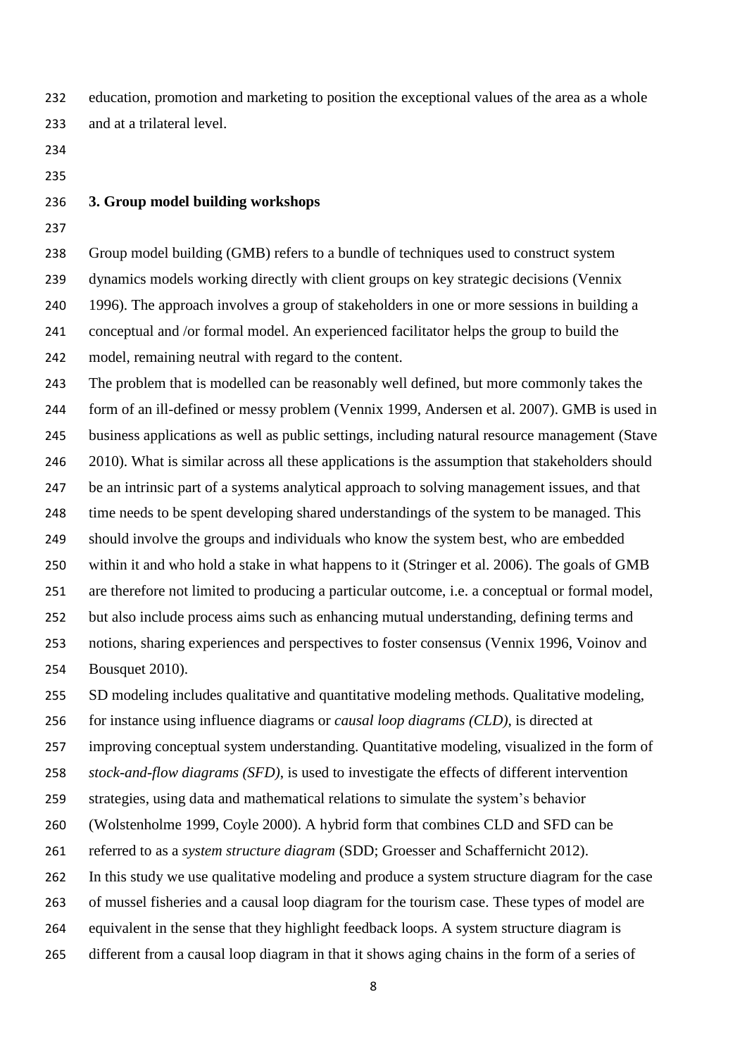education, promotion and marketing to position the exceptional values of the area as a whole and at a trilateral level.

## 3. Group model building workshops

Group model building (GMB) refers to a bundle of techniques used to construct system dynamics models working directly with client groups on key strategic decisions (Vennix 1996). The approach involves a group of stakeholders in one or more sessions in building a conceptual and /or formal model. An experienced facilitator helps the group to build the model, remaining neutral with regard to the content.

The problem that is modelled can be reasonably well defined, but more commonly takes the form of an ill-defined or messy problem (Vennix 1999, Andersen et al. 2007). GMB is used in business applications as well as public settings, including natural resource management (Stave 2010). What is similar across all these applications is the assumption that stakeholders should be an intrinsic part of a systems analytical approach to solving management issues, and that time needs to be spent developing shared understandings of the system to be managed. This should involve the groups and individuals who know the system best, who are embedded within it and who hold a stake in what happens to it (Stringer et al. 2006). The goals of GMB are therefore not limited to producing a particular outcome, i.e. a conceptual or formal model, but also include process aims such as enhancing mutual understanding, defining terms and notions, sharing experiences and perspectives to foster consensus (Vennix 1996, Voinov and Bousquet 2010).

SD modeling includes qualitative and quantitative modeling methods. Qualitative modeling, for instance using influence diagrams or *causal loop diagrams (CLD)*, is directed at improving conceptual system understanding. Quantitative modeling, visualized in the form of *stock-and-flow diagrams (SFD)*, is used to investigate the effects of different intervention strategies, using data and mathematical relations to simulate the system's behavior (Wolstenholme 1999, Coyle 2000). A hybrid form that combines CLD and SFD can be referred to as a *system structure diagram* (SDD; Groesser and Schaffernicht 2012).

In this study we use qualitative modeling and produce a system structure diagram for the case of mussel fisheries and a causal loop diagram for the tourism case. These types of model are equivalent in the sense that they highlight feedback loops. A system structure diagram is different from a causal loop diagram in that it shows aging chains in the form of a series of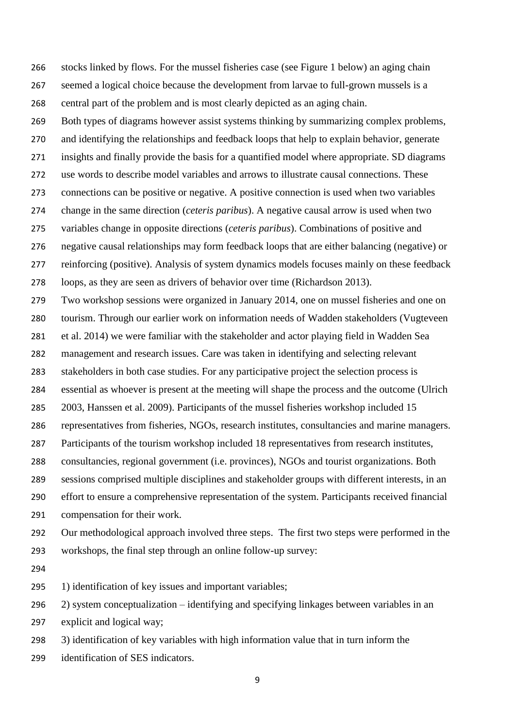stocks linked by flows. For the mussel fisheries case (see Figure 1 below) an aging chain seemed a logical choice because the development from larvae to full-grown mussels is a central part of the problem and is most clearly depicted as an aging chain.

Both types of diagrams however assist systems thinking by summarizing complex problems, and identifying the relationships and feedback loops that help to explain behavior, generate insights and finally provide the basis for a quantified model where appropriate. SD diagrams use words to describe model variables and arrows to illustrate causal connections. These connections can be positive or negative. A positive connection is used when two variables change in the same direction (*ceteris paribus*). A negative causal arrow is used when two variables change in opposite directions (*ceteris paribus*). Combinations of positive and negative causal relationships may form feedback loops that are either balancing (negative) or reinforcing (positive). Analysis of system dynamics models focuses mainly on these feedback loops, as they are seen as drivers of behavior over time (Richardson 2013).

Two workshop sessions were organized in January 2014, one on mussel fisheries and one on tourism. Through our earlier work on information needs of Wadden stakeholders (Vugteveen et al. 2014) we were familiar with the stakeholder and actor playing field in Wadden Sea management and research issues. Care was taken in identifying and selecting relevant stakeholders in both case studies. For any participative project the selection process is essential as whoever is present at the meeting will shape the process and the outcome (Ulrich 2003, Hanssen et al. 2009). Participants of the mussel fisheries workshop included 15 representatives from fisheries, NGOs, research institutes, consultancies and marine managers. Participants of the tourism workshop included 18 representatives from research institutes, consultancies, regional government (i.e. provinces), NGOs and tourist organizations. Both sessions comprised multiple disciplines and stakeholder groups with different interests, in an effort to ensure a comprehensive representation of the system. Participants received financial compensation for their work.

Our methodological approach involved three steps. The first two steps were performed in the workshops, the final step through an online follow-up survey:

1) identification of key issues and important variables;

2) system conceptualization – identifying and specifying linkages between variables in an explicit and logical way;

3) identification of key variables with high information value that in turn inform the identification of SES indicators.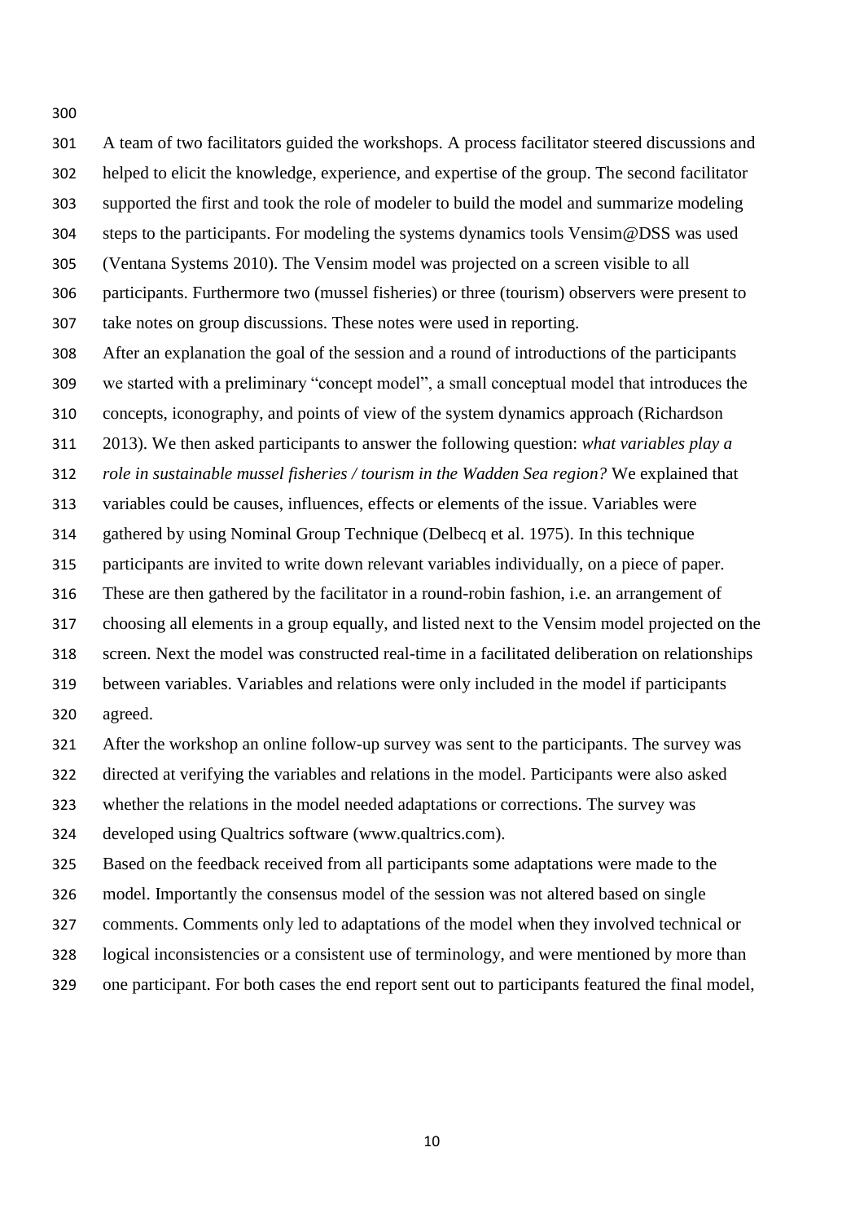A team of two facilitators guided the workshops. A process facilitator steered discussions and helped to elicit the knowledge, experience, and expertise of the group. The second facilitator supported the first and took the role of modeler to build the model and summarize modeling steps to the participants. For modeling the systems dynamics tools Vensim@DSS was used (Ventana Systems 2010). The Vensim model was projected on a screen visible to all participants. Furthermore two (mussel fisheries) or three (tourism) observers were present to take notes on group discussions. These notes were used in reporting.

After an explanation the goal of the session and a round of introductions of the participants we started with a preliminary "concept model", a small conceptual model that introduces the concepts, iconography, and points of view of the system dynamics approach (Richardson 2013). We then asked participants to answer the following question: *what variables play a role in sustainable mussel fisheries / tourism in the Wadden Sea region?* We explained that variables could be causes, influences, effects or elements of the issue. Variables were gathered by using Nominal Group Technique (Delbecq et al. 1975). In this technique participants are invited to write down relevant variables individually, on a piece of paper. These are then gathered by the facilitator in a round-robin fashion, i.e. an arrangement of choosing all elements in a group equally, and listed next to the Vensim model projected on the screen. Next the model was constructed real-time in a facilitated deliberation on relationships between variables. Variables and relations were only included in the model if participants agreed.

After the workshop an online follow-up survey was sent to the participants. The survey was directed at verifying the variables and relations in the model. Participants were also asked whether the relations in the model needed adaptations or corrections. The survey was developed using Qualtrics software (www.qualtrics.com).

Based on the feedback received from all participants some adaptations were made to the model. Importantly the consensus model of the session was not altered based on single comments. Comments only led to adaptations of the model when they involved technical or logical inconsistencies or a consistent use of terminology, and were mentioned by more than one participant. For both cases the end report sent out to participants featured the final model,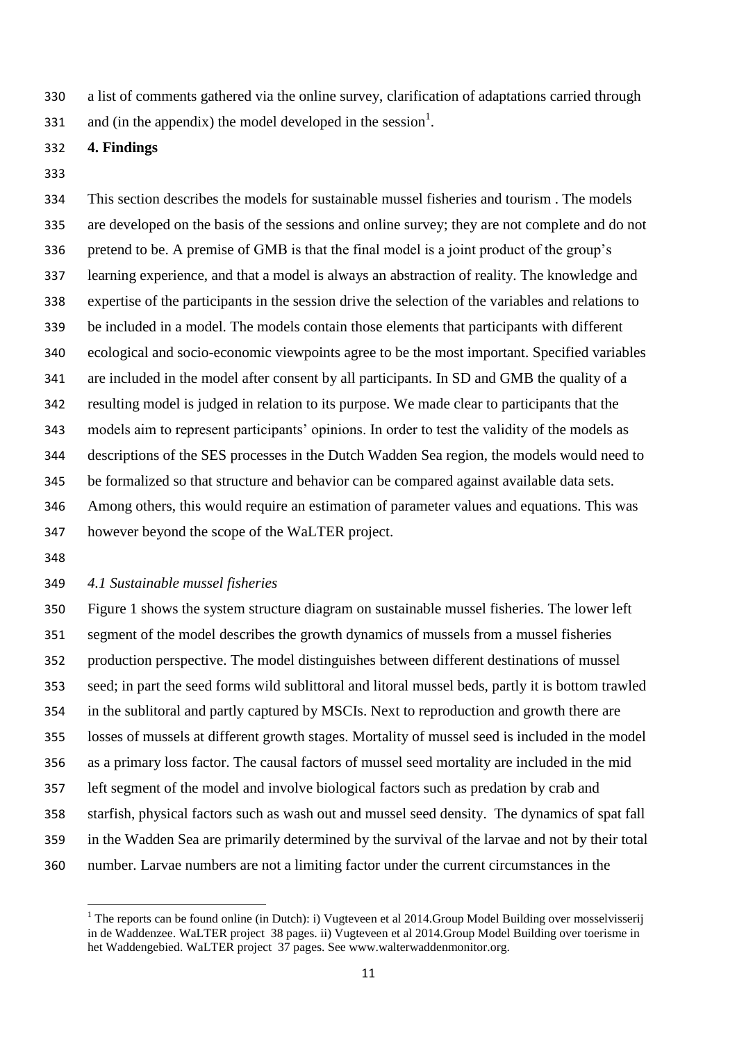a list of comments gathered via the online survey, clarification of adaptations carried through and (in the appendix) the model developed in the session[1].

## 4. Findings

This section describes the models for sustainable mussel fisheries and tourism . The models are developed on the basis of the sessions and online survey; they are not complete and do not pretend to be. A premise of GMB is that the final model is a joint product of the group's learning experience, and that a model is always an abstraction of reality. The knowledge and expertise of the participants in the session drive the selection of the variables and relations to be included in a model. The models contain those elements that participants with different ecological and socio-economic viewpoints agree to be the most important. Specified variables are included in the model after consent by all participants. In SD and GMB the quality of a resulting model is judged in relation to its purpose. We made clear to participants that the models aim to represent participants' opinions. In order to test the validity of the models as descriptions of the SES processes in the Dutch Wadden Sea region, the models would need to be formalized so that structure and behavior can be compared against available data sets. Among others, this would require an estimation of parameter values and equations. This was however beyond the scope of the WaLTER project.

### *4.1 Sustainable mussel fisheries*

Figure 1 shows the system structure diagram on sustainable mussel fisheries. The lower left segment of the model describes the growth dynamics of mussels from a mussel fisheries production perspective. The model distinguishes between different destinations of mussel seed; in part the seed forms wild sublittoral and litoral mussel beds, partly it is bottom trawled in the sublitoral and partly captured by MSCIs. Next to reproduction and growth there are losses of mussels at different growth stages. Mortality of mussel seed is included in the model as a primary loss factor. The causal factors of mussel seed mortality are included in the mid left segment of the model and involve biological factors such as predation by crab and starfish, physical factors such as wash out and mussel seed density. The dynamics of spat fall in the Wadden Sea are primarily determined by the survival of the larvae and not by their total number. Larvae numbers are not a limiting factor under the current circumstances in the

[1] The reports can be found online (in Dutch): i) Vugteveen et al 2014.Group Model Building over mosselvisserij in de Waddenzee. WaLTER project 38 pages. ii) Vugteveen et al 2014.Group Model Building over toerisme in het Waddengebied. WaLTER project 37 pages. See www.walterwaddenmonitor.org.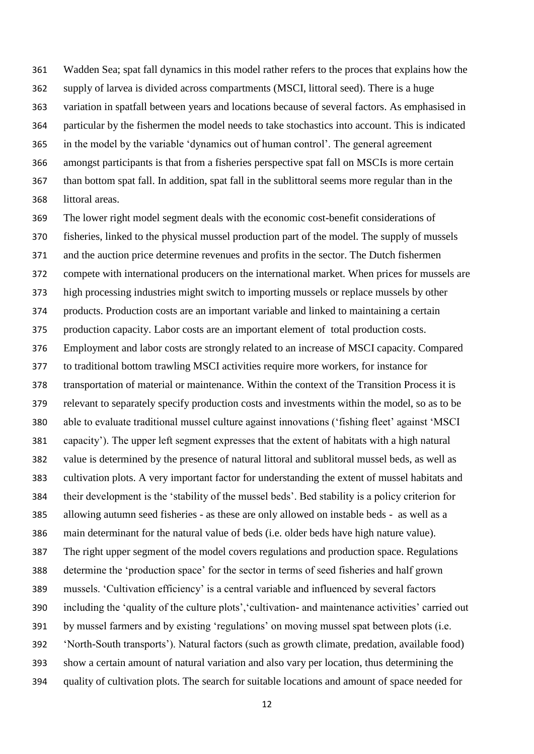Wadden Sea; spat fall dynamics in this model rather refers to the proces that explains how the supply of larvea is divided across compartments (MSCI, littoral seed). There is a huge variation in spatfall between years and locations because of several factors. As emphasised in particular by the fishermen the model needs to take stochastics into account. This is indicated in the model by the variable 'dynamics out of human control'. The general agreement amongst participants is that from a fisheries perspective spat fall on MSCIs is more certain than bottom spat fall. In addition, spat fall in the sublittoral seems more regular than in the littoral areas.

The lower right model segment deals with the economic cost-benefit considerations of fisheries, linked to the physical mussel production part of the model. The supply of mussels and the auction price determine revenues and profits in the sector. The Dutch fishermen compete with international producers on the international market. When prices for mussels are high processing industries might switch to importing mussels or replace mussels by other products. Production costs are an important variable and linked to maintaining a certain production capacity. Labor costs are an important element of total production costs. Employment and labor costs are strongly related to an increase of MSCI capacity. Compared to traditional bottom trawling MSCI activities require more workers, for instance for transportation of material or maintenance. Within the context of the Transition Process it is relevant to separately specify production costs and investments within the model, so as to be able to evaluate traditional mussel culture against innovations ('fishing fleet' against 'MSCI capacity'). The upper left segment expresses that the extent of habitats with a high natural value is determined by the presence of natural littoral and sublitoral mussel beds, as well as cultivation plots. A very important factor for understanding the extent of mussel habitats and their development is the 'stability of the mussel beds'. Bed stability is a policy criterion for allowing autumn seed fisheries - as these are only allowed on instable beds - as well as a main determinant for the natural value of beds (i.e. older beds have high nature value).

The right upper segment of the model covers regulations and production space. Regulations determine the 'production space' for the sector in terms of seed fisheries and half grown mussels. 'Cultivation efficiency' is a central variable and influenced by several factors including the 'quality of the culture plots','cultivation- and maintenance activities' carried out by mussel farmers and by existing 'regulations' on moving mussel spat between plots (i.e. 'North-South transports'). Natural factors (such as growth climate, predation, available food) show a certain amount of natural variation and also vary per location, thus determining the quality of cultivation plots. The search for suitable locations and amount of space needed for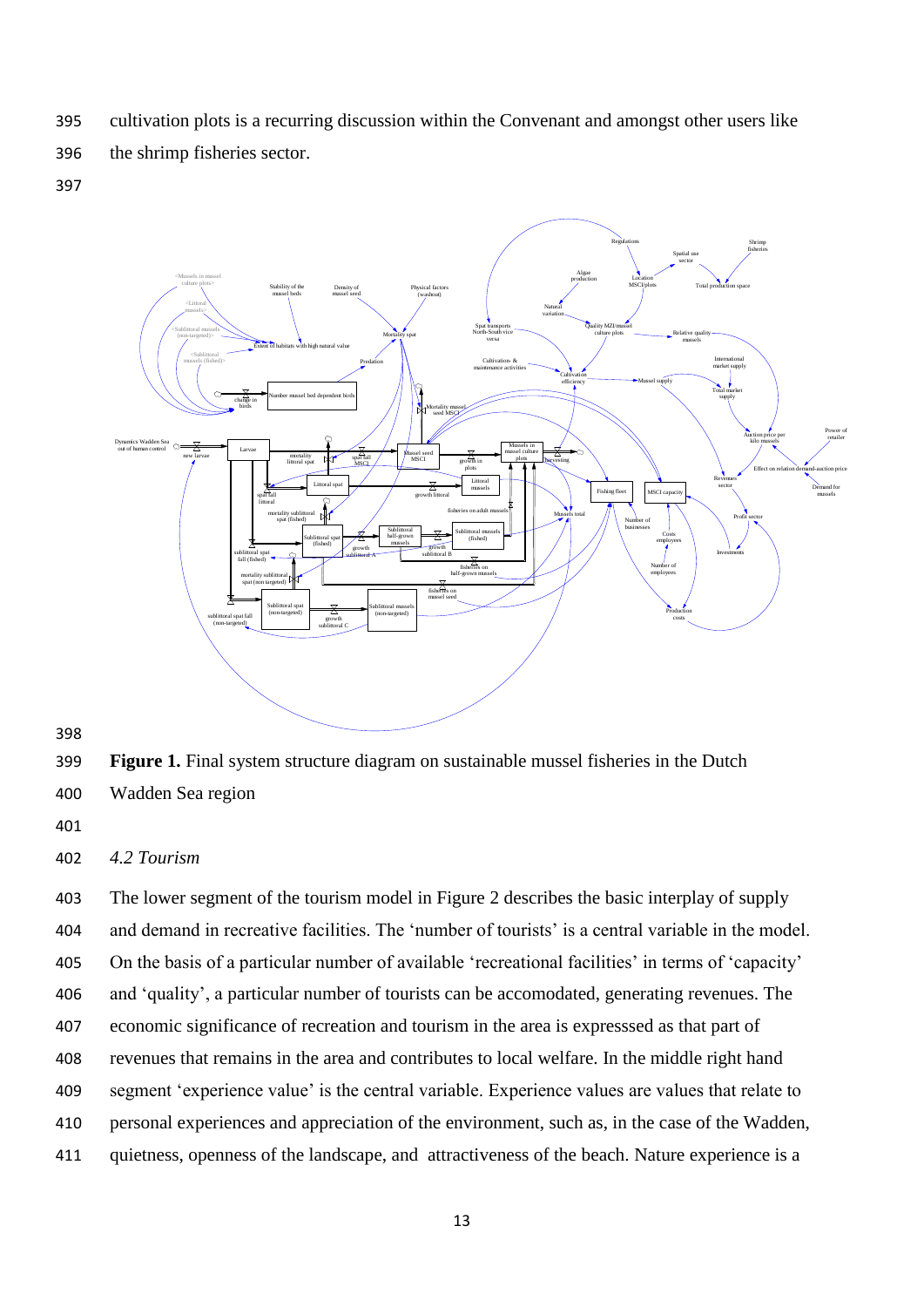cultivation plots is a recurring discussion within the Convenant and amongst other users like the shrimp fisheries sector.

**Figure 1.** Final system structure diagram on sustainable mussel fisheries in the Dutch Wadden Sea region

### *4.2 Tourism*

The lower segment of the tourism model in Figure 2 describes the basic interplay of supply and demand in recreative facilities. The 'number of tourists' is a central variable in the model. On the basis of a particular number of available 'recreational facilities' in terms of 'capacity' and 'quality', a particular number of tourists can be accomodated, generating revenues. The economic significance of recreation and tourism in the area is expresssed as that part of revenues that remains in the area and contributes to local welfare. In the middle right hand segment 'experience value' is the central variable. Experience values are values that relate to personal experiences and appreciation of the environment, such as, in the case of the Wadden, quietness, openness of the landscape, and  attractiveness of the beach. Nature experience is a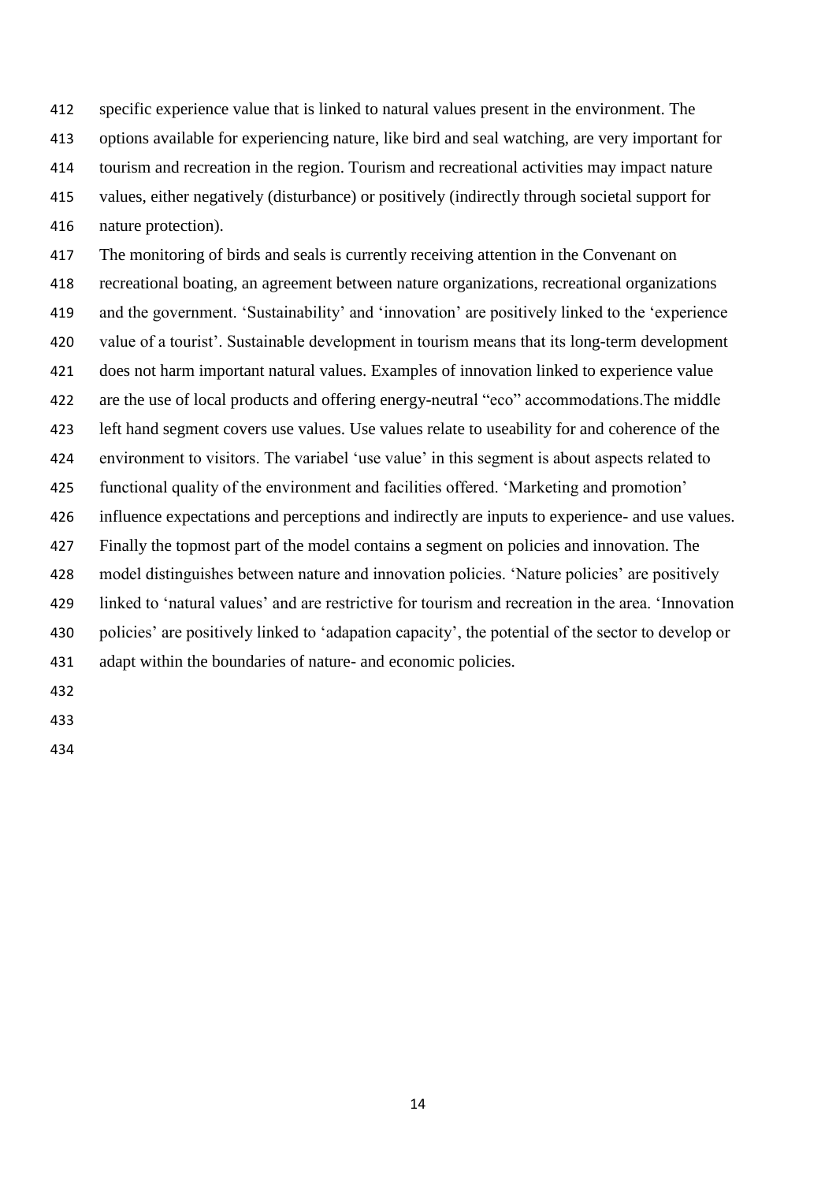specific experience value that is linked to natural values present in the environment. The options available for experiencing nature, like bird and seal watching, are very important for tourism and recreation in the region. Tourism and recreational activities may impact nature values, either negatively (disturbance) or positively (indirectly through societal support for nature protection).

The monitoring of birds and seals is currently receiving attention in the Convenant on recreational boating, an agreement between nature organizations, recreational organizations and the government. 'Sustainability' and 'innovation' are positively linked to the 'experience value of a tourist'. Sustainable development in tourism means that its long-term development does not harm important natural values. Examples of innovation linked to experience value are the use of local products and offering energy-neutral "eco" accommodations.The middle left hand segment covers use values. Use values relate to useability for and coherence of the environment to visitors. The variabel 'use value' in this segment is about aspects related to functional quality of the environment and facilities offered. 'Marketing and promotion' influence expectations and perceptions and indirectly are inputs to experience- and use values. Finally the topmost part of the model contains a segment on policies and innovation. The model distinguishes between nature and innovation policies. 'Nature policies' are positively linked to 'natural values' and are restrictive for tourism and recreation in the area. 'Innovation policies' are positively linked to 'adapation capacity', the potential of the sector to develop or adapt within the boundaries of nature- and economic policies.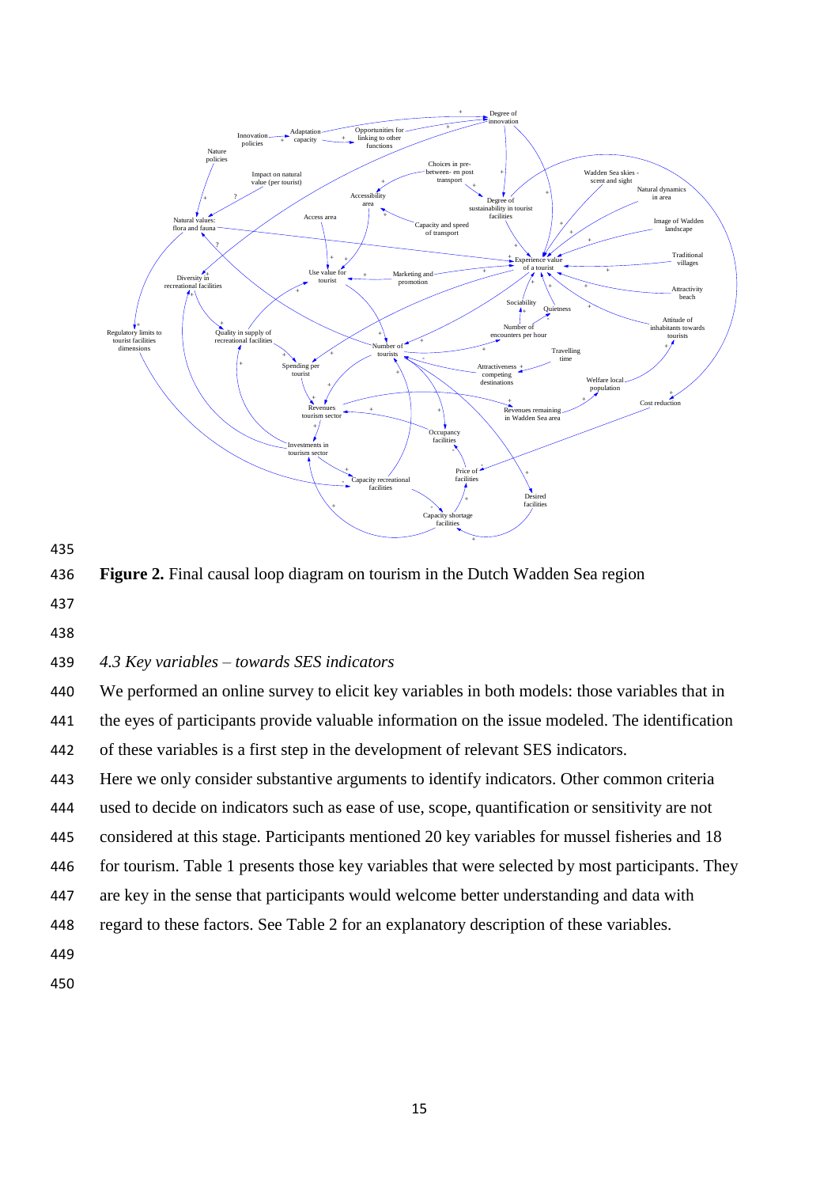**Figure 2.** Final causal loop diagram on tourism in the Dutch Wadden Sea region

*4.3 Key variables – towards SES indicators*

We performed an online survey to elicit key variables in both models: those variables that in the eyes of participants provide valuable information on the issue modeled. The identification of these variables is a first step in the development of relevant SES indicators.

Here we only consider substantive arguments to identify indicators. Other common criteria used to decide on indicators such as ease of use, scope, quantification or sensitivity are not considered at this stage. Participants mentioned 20 key variables for mussel fisheries and 18 for tourism. Table 1 presents those key variables that were selected by most participants. They are key in the sense that participants would welcome better understanding and data with regard to these factors. See Table 2 for an explanatory description of these variables.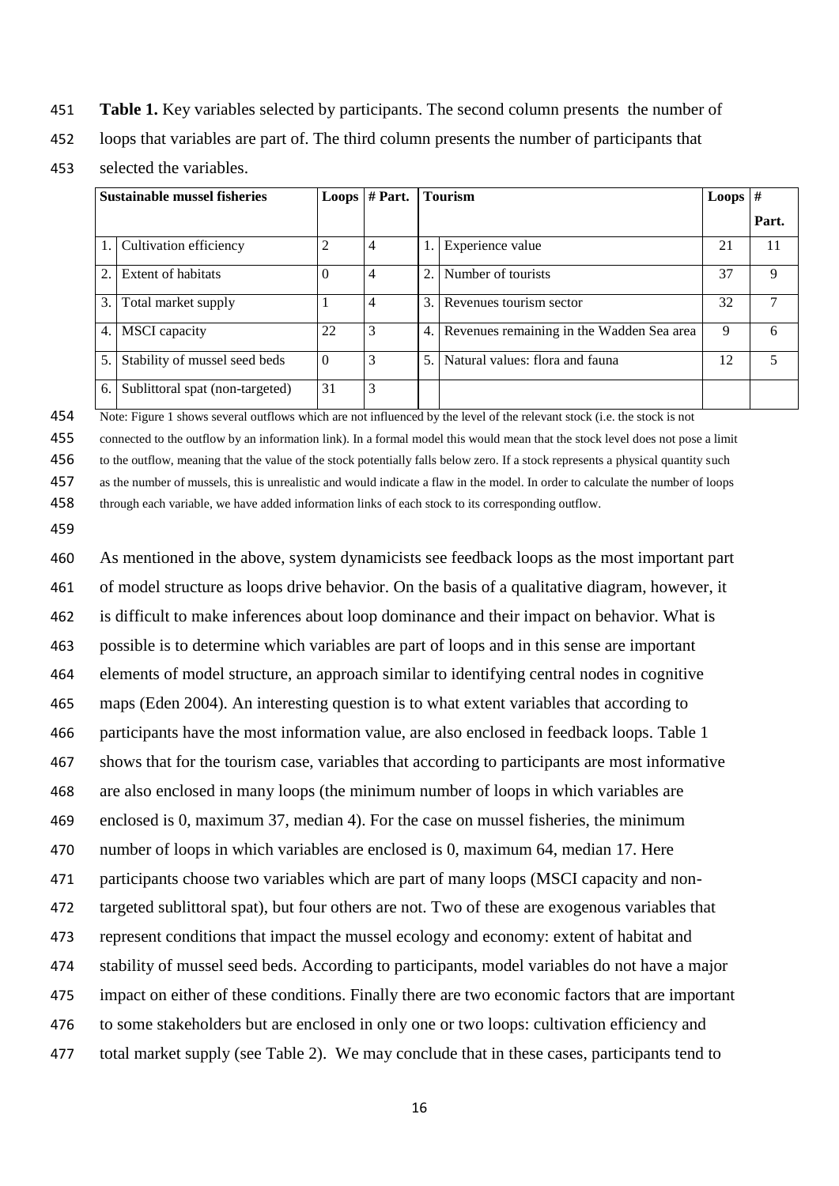**Table 1.** Key variables selected by participants. The second column presents the number of loops that variables are part of. The third column presents the number of participants that selected the variables.

| Sustainable mussel fisheries | | Loops | # Part. | Tourism | | Loops | # Part. |
|---|---|---|---|---|---|---|---|
| 1. | Cultivation efficiency | 2 | 4 | 1. | Experience value | 21 | 11 |
| 2. | Extent of habitats | 0 | 4 | 2. | Number of tourists | 37 | 9 |
| 3. | Total market supply | 1 | 4 | 3. | Revenues tourism sector | 32 | 7 |
| 4. | MSCI capacity | 22 | 3 | 4. | Revenues remaining in the Wadden Sea area | 9 | 6 |
| 5. | Stability of mussel seed beds | 0 | 3 | 5. | Natural values: flora and fauna | 12 | 5 |
| 6. | Sublittoral spat (non-targeted) | 31 | 3 | | | | |

Note: Figure 1 shows several outflows which are not influenced by the level of the relevant stock (i.e. the stock is not connected to the outflow by an information link). In a formal model this would mean that the stock level does not pose a limit to the outflow, meaning that the value of the stock potentially falls below zero. If a stock represents a physical quantity such as the number of mussels, this is unrealistic and would indicate a flaw in the model. In order to calculate the number of loops through each variable, we have added information links of each stock to its corresponding outflow.

As mentioned in the above, system dynamicists see feedback loops as the most important part of model structure as loops drive behavior. On the basis of a qualitative diagram, however, it is difficult to make inferences about loop dominance and their impact on behavior. What is possible is to determine which variables are part of loops and in this sense are important elements of model structure, an approach similar to identifying central nodes in cognitive maps (Eden 2004). An interesting question is to what extent variables that according to participants have the most information value, are also enclosed in feedback loops. Table 1 shows that for the tourism case, variables that according to participants are most informative are also enclosed in many loops (the minimum number of loops in which variables are enclosed is 0, maximum 37, median 4). For the case on mussel fisheries, the minimum number of loops in which variables are enclosed is 0, maximum 64, median 17. Here participants choose two variables which are part of many loops (MSCI capacity and non-targeted sublittoral spat), but four others are not. Two of these are exogenous variables that represent conditions that impact the mussel ecology and economy: extent of habitat and stability of mussel seed beds. According to participants, model variables do not have a major impact on either of these conditions. Finally there are two economic factors that are important to some stakeholders but are enclosed in only one or two loops: cultivation efficiency and total market supply (see Table 2). We may conclude that in these cases, participants tend to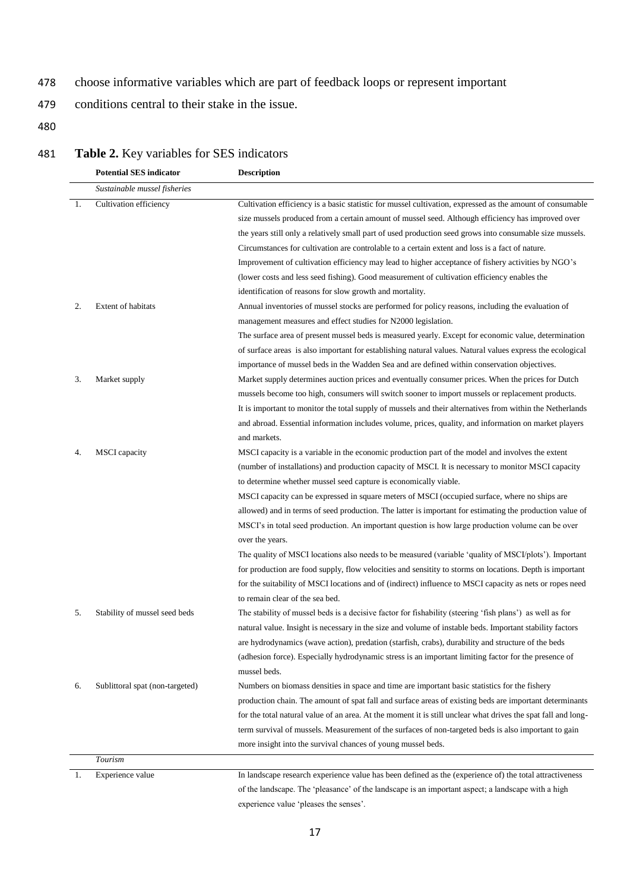choose informative variables which are part of feedback loops or represent important conditions central to their stake in the issue.

**Table 2.** Key variables for SES indicators

| | Potential SES indicator | Description |
|---|---|---|
| | *Sustainable mussel fisheries* | |
| 1. | Cultivation efficiency | Cultivation efficiency is a basic statistic for mussel cultivation, expressed as the amount of consumable size mussels produced from a certain amount of mussel seed. Although efficiency has improved over the years still only a relatively small part of used production seed grows into consumable size mussels. Circumstances for cultivation are controlable to a certain extent and loss is a fact of nature. Improvement of cultivation efficiency may lead to higher acceptance of fishery activities by NGO's (lower costs and less seed fishing). Good measurement of cultivation efficiency enables the identification of reasons for slow growth and mortality. |
| 2. | Extent of habitats | Annual inventories of mussel stocks are performed for policy reasons, including the evaluation of management measures and effect studies for N2000 legislation. The surface area of present mussel beds is measured yearly. Except for economic value, determination of surface areas is also important for establishing natural values. Natural values express the ecological importance of mussel beds in the Wadden Sea and are defined within conservation objectives. |
| 3. | Market supply | Market supply determines auction prices and eventually consumer prices. When the prices for Dutch mussels become too high, consumers will switch sooner to import mussels or replacement products. It is important to monitor the total supply of mussels and their alternatives from within the Netherlands and abroad. Essential information includes volume, prices, quality, and information on market players and markets. |
| 4. | MSCI capacity | MSCI capacity is a variable in the economic production part of the model and involves the extent (number of installations) and production capacity of MSCI. It is necessary to monitor MSCI capacity to determine whether mussel seed capture is economically viable. MSCI capacity can be expressed in square meters of MSCI (occupied surface, where no ships are allowed) and in terms of seed production. The latter is important for estimating the production value of MSCI's in total seed production. An important question is how large production volume can be over over the years. The quality of MSCI locations also needs to be measured (variable 'quality of MSCI/plots'). Important for production are food supply, flow velocities and sensitity to storms on locations. Depth is important for the suitability of MSCI locations and of (indirect) influence to MSCI capacity as nets or ropes need to remain clear of the sea bed. |
| 5. | Stability of mussel seed beds | The stability of mussel beds is a decisive factor for fishability (steering 'fish plans') as well as for natural value. Insight is necessary in the size and volume of instable beds. Important stability factors are hydrodynamics (wave action), predation (starfish, crabs), durability and structure of the beds (adhesion force). Especially hydrodynamic stress is an important limiting factor for the presence of mussel beds. |
| 6. | Sublittoral spat (non-targeted) | Numbers on biomass densities in space and time are important basic statistics for the fishery production chain. The amount of spat fall and surface areas of existing beds are important determinants for the total natural value of an area. At the moment it is still unclear what drives the spat fall and long-term survival of mussels. Measurement of the surfaces of non-targeted beds is also important to gain more insight into the survival chances of young mussel beds. |
| | *Tourism* | |
| 1. | Experience value | In landscape research experience value has been defined as the (experience of) the total attractiveness of the landscape. The 'pleasance' of the landscape is an important aspect; a landscape with a high experience value 'pleases the senses'. |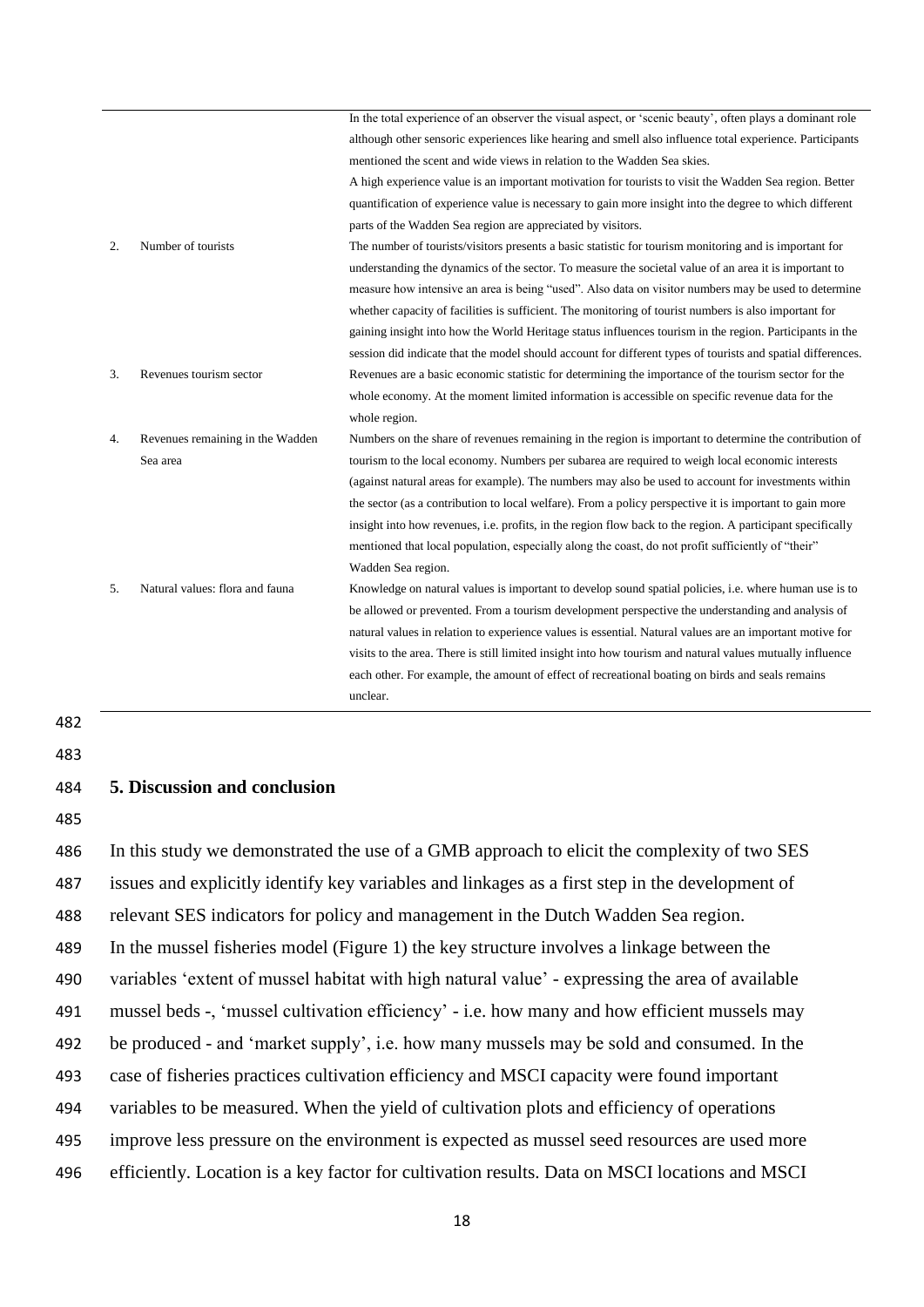| | | |
|---|---|---|
| | | In the total experience of an observer the visual aspect, or 'scenic beauty', often plays a dominant role although other sensoric experiences like hearing and smell also influence total experience. Participants mentioned the scent and wide views in relation to the Wadden Sea skies. A high experience value is an important motivation for tourists to visit the Wadden Sea region. Better quantification of experience value is necessary to gain more insight into the degree to which different parts of the Wadden Sea region are appreciated by visitors. |
| 2. | Number of tourists | The number of tourists/visitors presents a basic statistic for tourism monitoring and is important for understanding the dynamics of the sector. To measure the societal value of an area it is important to measure how intensive an area is being "used". Also data on visitor numbers may be used to determine whether capacity of facilities is sufficient. The monitoring of tourist numbers is also important for gaining insight into how the World Heritage status influences tourism in the region. Participants in the session did indicate that the model should account for different types of tourists and spatial differences. |
| 3. | Revenues tourism sector | Revenues are a basic economic statistic for determining the importance of the tourism sector for the whole economy. At the moment limited information is accessible on specific revenue data for the whole region. |
| 4. | Revenues remaining in the Wadden Sea area | Numbers on the share of revenues remaining in the region is important to determine the contribution of tourism to the local economy. Numbers per subarea are required to weigh local economic interests (against natural areas for example). The numbers may also be used to account for investments within the sector (as a contribution to local welfare). From a policy perspective it is important to gain more insight into how revenues, i.e. profits, in the region flow back to the region. A participant specifically mentioned that local population, especially along the coast, do not profit sufficiently of "their" Wadden Sea region. |
| 5. | Natural values: flora and fauna | Knowledge on natural values is important to develop sound spatial policies, i.e. where human use is to be allowed or prevented. From a tourism development perspective the understanding and analysis of natural values in relation to experience values is essential. Natural values are an important motive for visits to the area. There is still limited insight into how tourism and natural values mutually influence each other. For example, the amount of effect of recreational boating on birds and seals remains unclear. |

## 5. Discussion and conclusion

In this study we demonstrated the use of a GMB approach to elicit the complexity of two SES issues and explicitly identify key variables and linkages as a first step in the development of relevant SES indicators for policy and management in the Dutch Wadden Sea region.
In the mussel fisheries model (Figure 1) the key structure involves a linkage between the variables 'extent of mussel habitat with high natural value' - expressing the area of available mussel beds -, 'mussel cultivation efficiency' - i.e. how many and how efficient mussels may be produced - and 'market supply', i.e. how many mussels may be sold and consumed. In the case of fisheries practices cultivation efficiency and MSCI capacity were found important variables to be measured. When the yield of cultivation plots and efficiency of operations improve less pressure on the environment is expected as mussel seed resources are used more efficiently. Location is a key factor for cultivation results. Data on MSCI locations and MSCI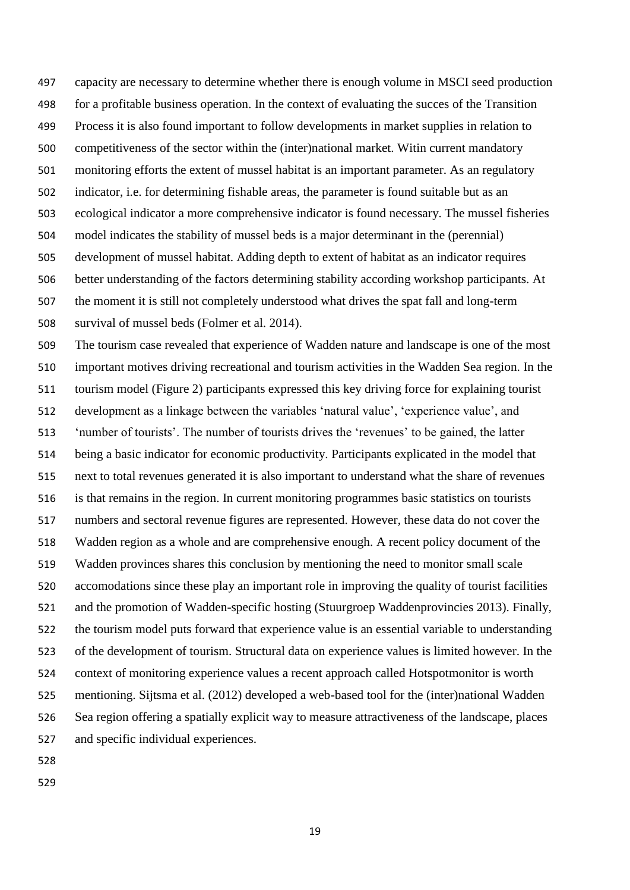capacity are necessary to determine whether there is enough volume in MSCI seed production for a profitable business operation. In the context of evaluating the succes of the Transition Process it is also found important to follow developments in market supplies in relation to competitiveness of the sector within the (inter)national market. Witin current mandatory monitoring efforts the extent of mussel habitat is an important parameter. As an regulatory indicator, i.e. for determining fishable areas, the parameter is found suitable but as an ecological indicator a more comprehensive indicator is found necessary. The mussel fisheries model indicates the stability of mussel beds is a major determinant in the (perennial) development of mussel habitat. Adding depth to extent of habitat as an indicator requires better understanding of the factors determining stability according workshop participants. At the moment it is still not completely understood what drives the spat fall and long-term survival of mussel beds (Folmer et al. 2014).

The tourism case revealed that experience of Wadden nature and landscape is one of the most important motives driving recreational and tourism activities in the Wadden Sea region. In the tourism model (Figure 2) participants expressed this key driving force for explaining tourist development as a linkage between the variables 'natural value', 'experience value', and 'number of tourists'. The number of tourists drives the 'revenues' to be gained, the latter being a basic indicator for economic productivity. Participants explicated in the model that next to total revenues generated it is also important to understand what the share of revenues is that remains in the region. In current monitoring programmes basic statistics on tourists numbers and sectoral revenue figures are represented. However, these data do not cover the Wadden region as a whole and are comprehensive enough. A recent policy document of the Wadden provinces shares this conclusion by mentioning the need to monitor small scale accomodations since these play an important role in improving the quality of tourist facilities and the promotion of Wadden-specific hosting (Stuurgroep Waddenprovincies 2013). Finally, the tourism model puts forward that experience value is an essential variable to understanding of the development of tourism. Structural data on experience values is limited however. In the context of monitoring experience values a recent approach called Hotspotmonitor is worth mentioning. Sijtsma et al. (2012) developed a web-based tool for the (inter)national Wadden Sea region offering a spatially explicit way to measure attractiveness of the landscape, places and specific individual experiences.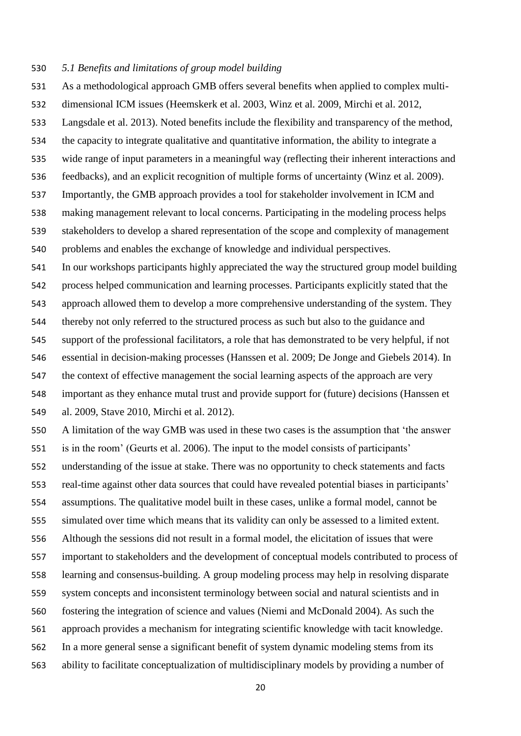### *5.1 Benefits and limitations of group model building*

As a methodological approach GMB offers several benefits when applied to complex multi-dimensional ICM issues (Heemskerk et al. 2003, Winz et al. 2009, Mirchi et al. 2012, Langsdale et al. 2013). Noted benefits include the flexibility and transparency of the method, the capacity to integrate qualitative and quantitative information, the ability to integrate a wide range of input parameters in a meaningful way (reflecting their inherent interactions and feedbacks), and an explicit recognition of multiple forms of uncertainty (Winz et al. 2009). Importantly, the GMB approach provides a tool for stakeholder involvement in ICM and making management relevant to local concerns. Participating in the modeling process helps stakeholders to develop a shared representation of the scope and complexity of management problems and enables the exchange of knowledge and individual perspectives.

In our workshops participants highly appreciated the way the structured group model building process helped communication and learning processes. Participants explicitly stated that the approach allowed them to develop a more comprehensive understanding of the system. They thereby not only referred to the structured process as such but also to the guidance and support of the professional facilitators, a role that has demonstrated to be very helpful, if not essential in decision-making processes (Hanssen et al. 2009; De Jonge and Giebels 2014). In the context of effective management the social learning aspects of the approach are very important as they enhance mutal trust and provide support for (future) decisions (Hanssen et al. 2009, Stave 2010, Mirchi et al. 2012).

A limitation of the way GMB was used in these two cases is the assumption that 'the answer is in the room' (Geurts et al. 2006). The input to the model consists of participants' understanding of the issue at stake. There was no opportunity to check statements and facts real-time against other data sources that could have revealed potential biases in participants' assumptions. The qualitative model built in these cases, unlike a formal model, cannot be simulated over time which means that its validity can only be assessed to a limited extent. Although the sessions did not result in a formal model, the elicitation of issues that were important to stakeholders and the development of conceptual models contributed to process of learning and consensus-building. A group modeling process may help in resolving disparate system concepts and inconsistent terminology between social and natural scientists and in fostering the integration of science and values (Niemi and McDonald 2004). As such the approach provides a mechanism for integrating scientific knowledge with tacit knowledge.

In a more general sense a significant benefit of system dynamic modeling stems from its ability to facilitate conceptualization of multidisciplinary models by providing a number of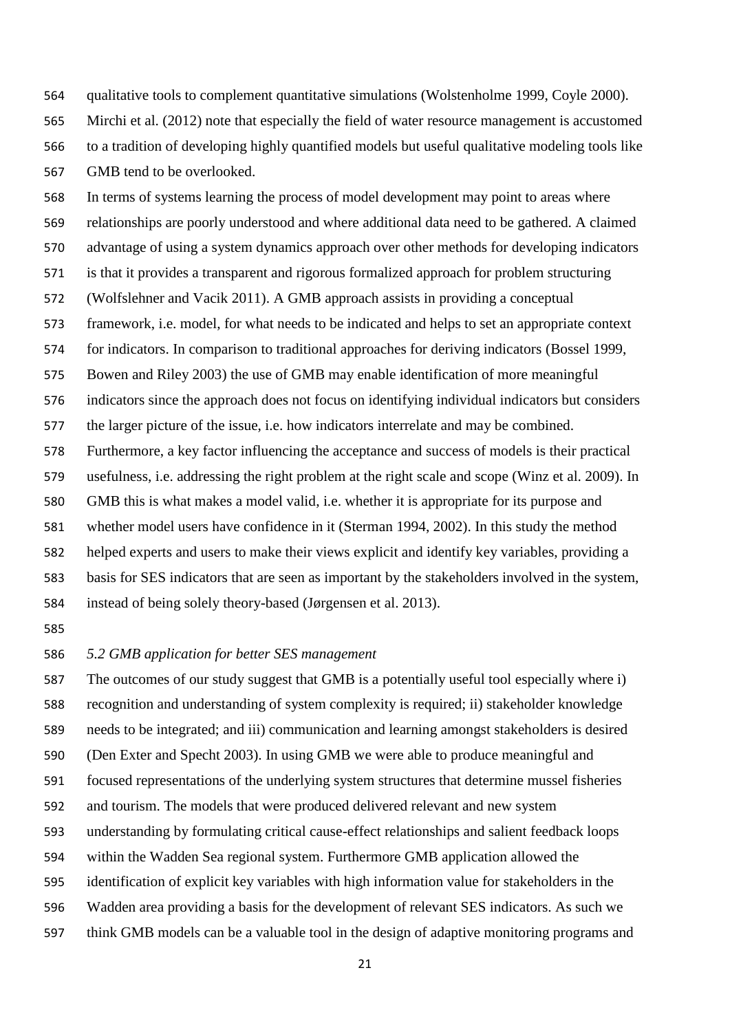qualitative tools to complement quantitative simulations (Wolstenholme 1999, Coyle 2000). Mirchi et al. (2012) note that especially the field of water resource management is accustomed to a tradition of developing highly quantified models but useful qualitative modeling tools like GMB tend to be overlooked.

In terms of systems learning the process of model development may point to areas where relationships are poorly understood and where additional data need to be gathered. A claimed advantage of using a system dynamics approach over other methods for developing indicators is that it provides a transparent and rigorous formalized approach for problem structuring (Wolfslehner and Vacik 2011). A GMB approach assists in providing a conceptual framework, i.e. model, for what needs to be indicated and helps to set an appropriate context for indicators. In comparison to traditional approaches for deriving indicators (Bossel 1999, Bowen and Riley 2003) the use of GMB may enable identification of more meaningful indicators since the approach does not focus on identifying individual indicators but considers the larger picture of the issue, i.e. how indicators interrelate and may be combined.

Furthermore, a key factor influencing the acceptance and success of models is their practical usefulness, i.e. addressing the right problem at the right scale and scope (Winz et al. 2009). In GMB this is what makes a model valid, i.e. whether it is appropriate for its purpose and whether model users have confidence in it (Sterman 1994, 2002). In this study the method helped experts and users to make their views explicit and identify key variables, providing a basis for SES indicators that are seen as important by the stakeholders involved in the system, instead of being solely theory-based (Jørgensen et al. 2013).

### *5.2 GMB application for better SES management*

The outcomes of our study suggest that GMB is a potentially useful tool especially where i) recognition and understanding of system complexity is required; ii) stakeholder knowledge needs to be integrated; and iii) communication and learning amongst stakeholders is desired (Den Exter and Specht 2003). In using GMB we were able to produce meaningful and focused representations of the underlying system structures that determine mussel fisheries and tourism. The models that were produced delivered relevant and new system understanding by formulating critical cause-effect relationships and salient feedback loops within the Wadden Sea regional system. Furthermore GMB application allowed the identification of explicit key variables with high information value for stakeholders in the Wadden area providing a basis for the development of relevant SES indicators. As such we think GMB models can be a valuable tool in the design of adaptive monitoring programs and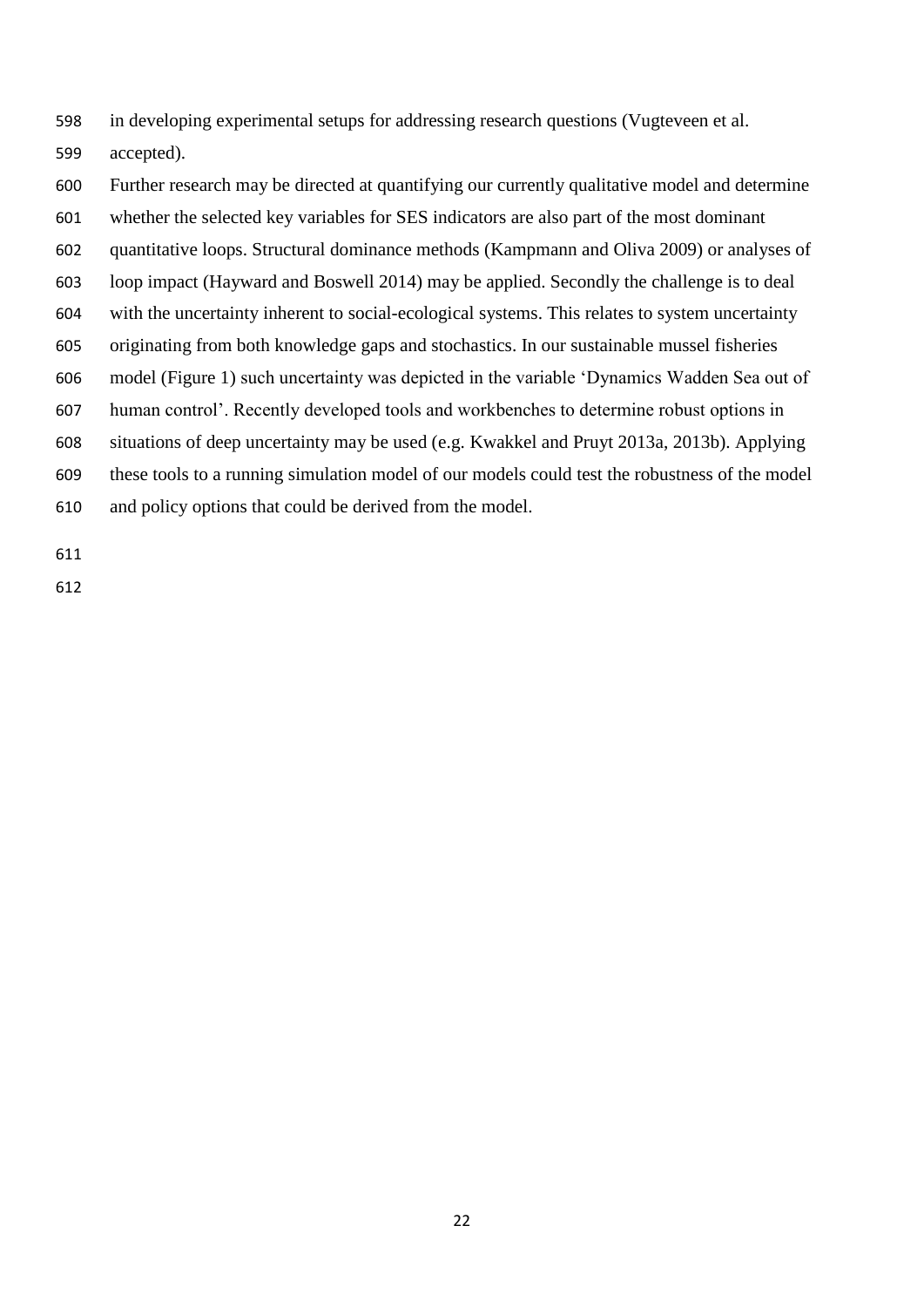in developing experimental setups for addressing research questions (Vugteveen et al. accepted).

Further research may be directed at quantifying our currently qualitative model and determine whether the selected key variables for SES indicators are also part of the most dominant quantitative loops. Structural dominance methods (Kampmann and Oliva 2009) or analyses of loop impact (Hayward and Boswell 2014) may be applied. Secondly the challenge is to deal with the uncertainty inherent to social-ecological systems. This relates to system uncertainty originating from both knowledge gaps and stochastics. In our sustainable mussel fisheries model (Figure 1) such uncertainty was depicted in the variable 'Dynamics Wadden Sea out of human control'. Recently developed tools and workbenches to determine robust options in situations of deep uncertainty may be used (e.g. Kwakkel and Pruyt 2013a, 2013b). Applying these tools to a running simulation model of our models could test the robustness of the model and policy options that could be derived from the model.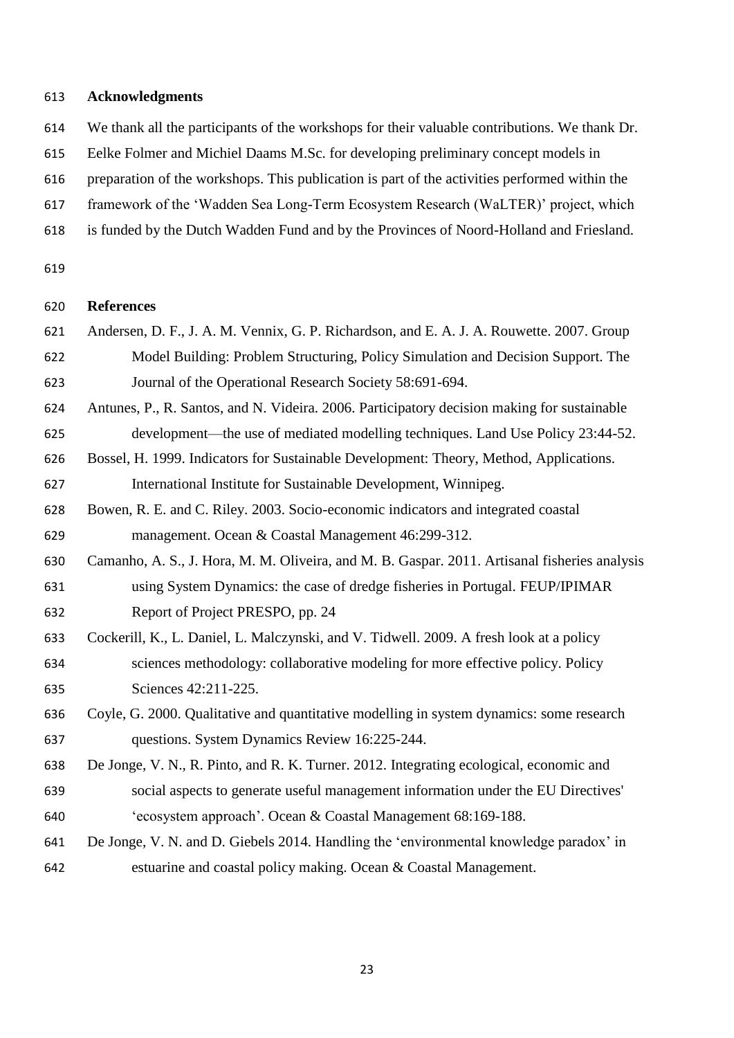## Acknowledgments

We thank all the participants of the workshops for their valuable contributions. We thank Dr. Eelke Folmer and Michiel Daams M.Sc. for developing preliminary concept models in preparation of the workshops. This publication is part of the activities performed within the framework of the 'Wadden Sea Long-Term Ecosystem Research (WaLTER)' project, which is funded by the Dutch Wadden Fund and by the Provinces of Noord-Holland and Friesland.

## References

Andersen, D. F., J. A. M. Vennix, G. P. Richardson, and E. A. J. A. Rouwette. 2007. Group Model Building: Problem Structuring, Policy Simulation and Decision Support. The Journal of the Operational Research Society 58:691-694.

Antunes, P., R. Santos, and N. Videira. 2006. Participatory decision making for sustainable development—the use of mediated modelling techniques. Land Use Policy 23:44-52.

Bossel, H. 1999. Indicators for Sustainable Development: Theory, Method, Applications. International Institute for Sustainable Development, Winnipeg.

Bowen, R. E. and C. Riley. 2003. Socio-economic indicators and integrated coastal management. Ocean & Coastal Management 46:299-312.

Camanho, A. S., J. Hora, M. M. Oliveira, and M. B. Gaspar. 2011. Artisanal fisheries analysis using System Dynamics: the case of dredge fisheries in Portugal. FEUP/IPIMAR Report of Project PRESPO, pp. 24

Cockerill, K., L. Daniel, L. Malczynski, and V. Tidwell. 2009. A fresh look at a policy sciences methodology: collaborative modeling for more effective policy. Policy Sciences 42:211-225.

Coyle, G. 2000. Qualitative and quantitative modelling in system dynamics: some research questions. System Dynamics Review 16:225-244.

De Jonge, V. N., R. Pinto, and R. K. Turner. 2012. Integrating ecological, economic and social aspects to generate useful management information under the EU Directives' 'ecosystem approach'. Ocean & Coastal Management 68:169-188.

De Jonge, V. N. and D. Giebels 2014. Handling the 'environmental knowledge paradox' in estuarine and coastal policy making. Ocean & Coastal Management.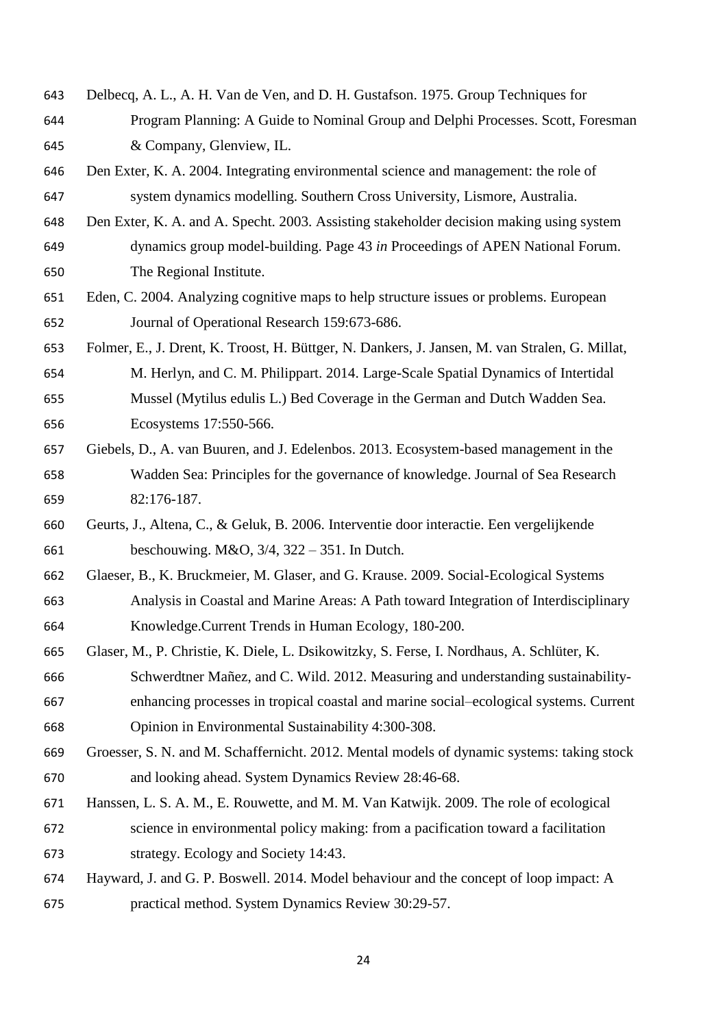Delbecq, A. L., A. H. Van de Ven, and D. H. Gustafson. 1975. Group Techniques for Program Planning: A Guide to Nominal Group and Delphi Processes. Scott, Foresman & Company, Glenview, IL.

Den Exter, K. A. 2004. Integrating environmental science and management: the role of system dynamics modelling. Southern Cross University, Lismore, Australia.

Den Exter, K. A. and A. Specht. 2003. Assisting stakeholder decision making using system dynamics group model-building. Page 43 *in* Proceedings of APEN National Forum. The Regional Institute.

Eden, C. 2004. Analyzing cognitive maps to help structure issues or problems. European Journal of Operational Research 159:673-686.

Folmer, E., J. Drent, K. Troost, H. Büttger, N. Dankers, J. Jansen, M. van Stralen, G. Millat, M. Herlyn, and C. M. Philippart. 2014. Large-Scale Spatial Dynamics of Intertidal Mussel (Mytilus edulis L.) Bed Coverage in the German and Dutch Wadden Sea. Ecosystems 17:550-566.

Giebels, D., A. van Buuren, and J. Edelenbos. 2013. Ecosystem-based management in the Wadden Sea: Principles for the governance of knowledge. Journal of Sea Research 82:176-187.

Geurts, J., Altena, C., & Geluk, B. 2006. Interventie door interactie. Een vergelijkende beschouwing. M&O, 3/4, 322 – 351. In Dutch.

Glaeser, B., K. Bruckmeier, M. Glaser, and G. Krause. 2009. Social-Ecological Systems Analysis in Coastal and Marine Areas: A Path toward Integration of Interdisciplinary Knowledge.Current Trends in Human Ecology, 180-200.

Glaser, M., P. Christie, K. Diele, L. Dsikowitzky, S. Ferse, I. Nordhaus, A. Schlüter, K. Schwerdtner Mañez, and C. Wild. 2012. Measuring and understanding sustainability-enhancing processes in tropical coastal and marine social–ecological systems. Current Opinion in Environmental Sustainability 4:300-308.

Groesser, S. N. and M. Schaffernicht. 2012. Mental models of dynamic systems: taking stock and looking ahead. System Dynamics Review 28:46-68.

Hanssen, L. S. A. M., E. Rouwette, and M. M. Van Katwijk. 2009. The role of ecological science in environmental policy making: from a pacification toward a facilitation strategy. Ecology and Society 14:43.

Hayward, J. and G. P. Boswell. 2014. Model behaviour and the concept of loop impact: A practical method. System Dynamics Review 30:29-57.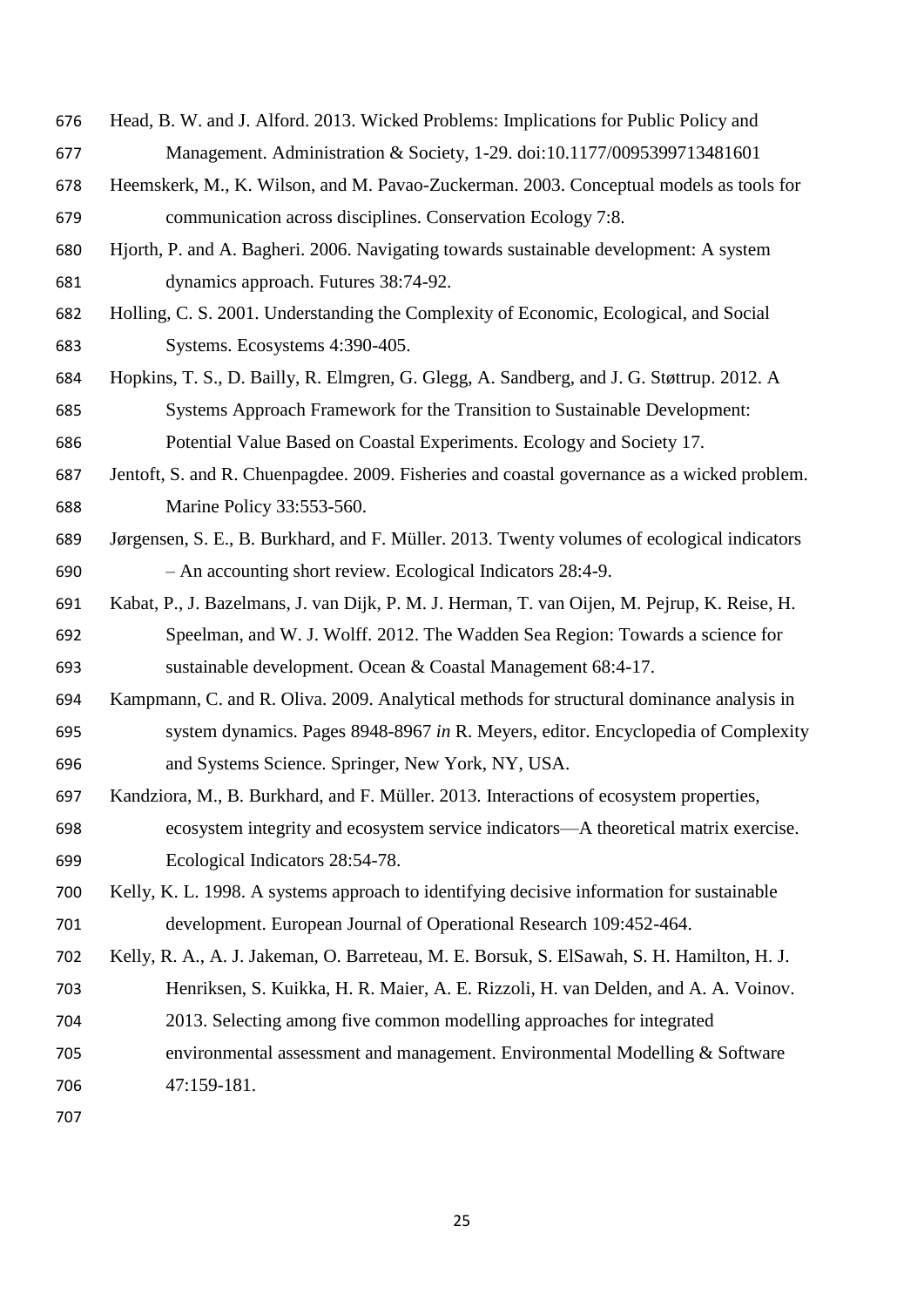Head, B. W. and J. Alford. 2013. Wicked Problems: Implications for Public Policy and Management. Administration & Society, 1-29. doi:10.1177/0095399713481601

Heemskerk, M., K. Wilson, and M. Pavao-Zuckerman. 2003. Conceptual models as tools for communication across disciplines. Conservation Ecology 7:8.

Hjorth, P. and A. Bagheri. 2006. Navigating towards sustainable development: A system dynamics approach. Futures 38:74-92.

Holling, C. S. 2001. Understanding the Complexity of Economic, Ecological, and Social Systems. Ecosystems 4:390-405.

Hopkins, T. S., D. Bailly, R. Elmgren, G. Glegg, A. Sandberg, and J. G. Støttrup. 2012. A Systems Approach Framework for the Transition to Sustainable Development: Potential Value Based on Coastal Experiments. Ecology and Society 17.

Jentoft, S. and R. Chuenpagdee. 2009. Fisheries and coastal governance as a wicked problem. Marine Policy 33:553-560.

Jørgensen, S. E., B. Burkhard, and F. Müller. 2013. Twenty volumes of ecological indicators – An accounting short review. Ecological Indicators 28:4-9.

Kabat, P., J. Bazelmans, J. van Dijk, P. M. J. Herman, T. van Oijen, M. Pejrup, K. Reise, H. Speelman, and W. J. Wolff. 2012. The Wadden Sea Region: Towards a science for sustainable development. Ocean & Coastal Management 68:4-17.

Kampmann, C. and R. Oliva. 2009. Analytical methods for structural dominance analysis in system dynamics. Pages 8948-8967 *in* R. Meyers, editor. Encyclopedia of Complexity and Systems Science. Springer, New York, NY, USA.

Kandziora, M., B. Burkhard, and F. Müller. 2013. Interactions of ecosystem properties, ecosystem integrity and ecosystem service indicators—A theoretical matrix exercise. Ecological Indicators 28:54-78.

Kelly, K. L. 1998. A systems approach to identifying decisive information for sustainable development. European Journal of Operational Research 109:452-464.

Kelly, R. A., A. J. Jakeman, O. Barreteau, M. E. Borsuk, S. ElSawah, S. H. Hamilton, H. J. Henriksen, S. Kuikka, H. R. Maier, A. E. Rizzoli, H. van Delden, and A. A. Voinov. 2013. Selecting among five common modelling approaches for integrated environmental assessment and management. Environmental Modelling & Software 47:159-181.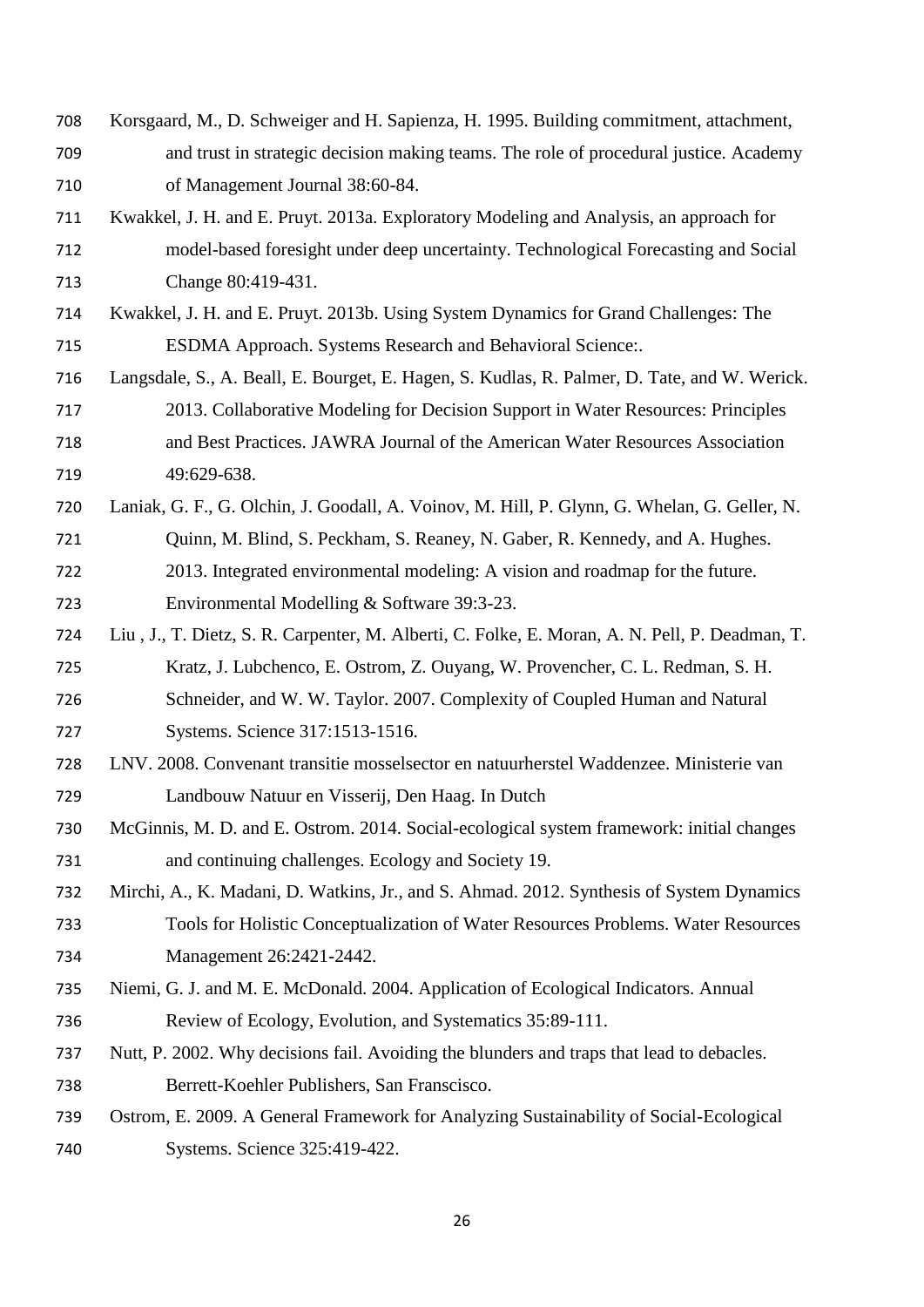Korsgaard, M., D. Schweiger and H. Sapienza, H. 1995. Building commitment, attachment, and trust in strategic decision making teams. The role of procedural justice. Academy of Management Journal 38:60-84.

Kwakkel, J. H. and E. Pruyt. 2013a. Exploratory Modeling and Analysis, an approach for model-based foresight under deep uncertainty. Technological Forecasting and Social Change 80:419-431.

Kwakkel, J. H. and E. Pruyt. 2013b. Using System Dynamics for Grand Challenges: The ESDMA Approach. Systems Research and Behavioral Science:.

Langsdale, S., A. Beall, E. Bourget, E. Hagen, S. Kudlas, R. Palmer, D. Tate, and W. Werick. 2013. Collaborative Modeling for Decision Support in Water Resources: Principles and Best Practices. JAWRA Journal of the American Water Resources Association 49:629-638.

Laniak, G. F., G. Olchin, J. Goodall, A. Voinov, M. Hill, P. Glynn, G. Whelan, G. Geller, N. Quinn, M. Blind, S. Peckham, S. Reaney, N. Gaber, R. Kennedy, and A. Hughes. 2013. Integrated environmental modeling: A vision and roadmap for the future. Environmental Modelling & Software 39:3-23.

Liu , J., T. Dietz, S. R. Carpenter, M. Alberti, C. Folke, E. Moran, A. N. Pell, P. Deadman, T. Kratz, J. Lubchenco, E. Ostrom, Z. Ouyang, W. Provencher, C. L. Redman, S. H. Schneider, and W. W. Taylor. 2007. Complexity of Coupled Human and Natural Systems. Science 317:1513-1516.

LNV. 2008. Convenant transitie mosselsector en natuurherstel Waddenzee. Ministerie van Landbouw Natuur en Visserij, Den Haag. In Dutch

McGinnis, M. D. and E. Ostrom. 2014. Social-ecological system framework: initial changes and continuing challenges. Ecology and Society 19.

Mirchi, A., K. Madani, D. Watkins, Jr., and S. Ahmad. 2012. Synthesis of System Dynamics Tools for Holistic Conceptualization of Water Resources Problems. Water Resources Management 26:2421-2442.

Niemi, G. J. and M. E. McDonald. 2004. Application of Ecological Indicators. Annual Review of Ecology, Evolution, and Systematics 35:89-111.

Nutt, P. 2002. Why decisions fail. Avoiding the blunders and traps that lead to debacles. Berrett-Koehler Publishers, San Franscisco.

Ostrom, E. 2009. A General Framework for Analyzing Sustainability of Social-Ecological Systems. Science 325:419-422.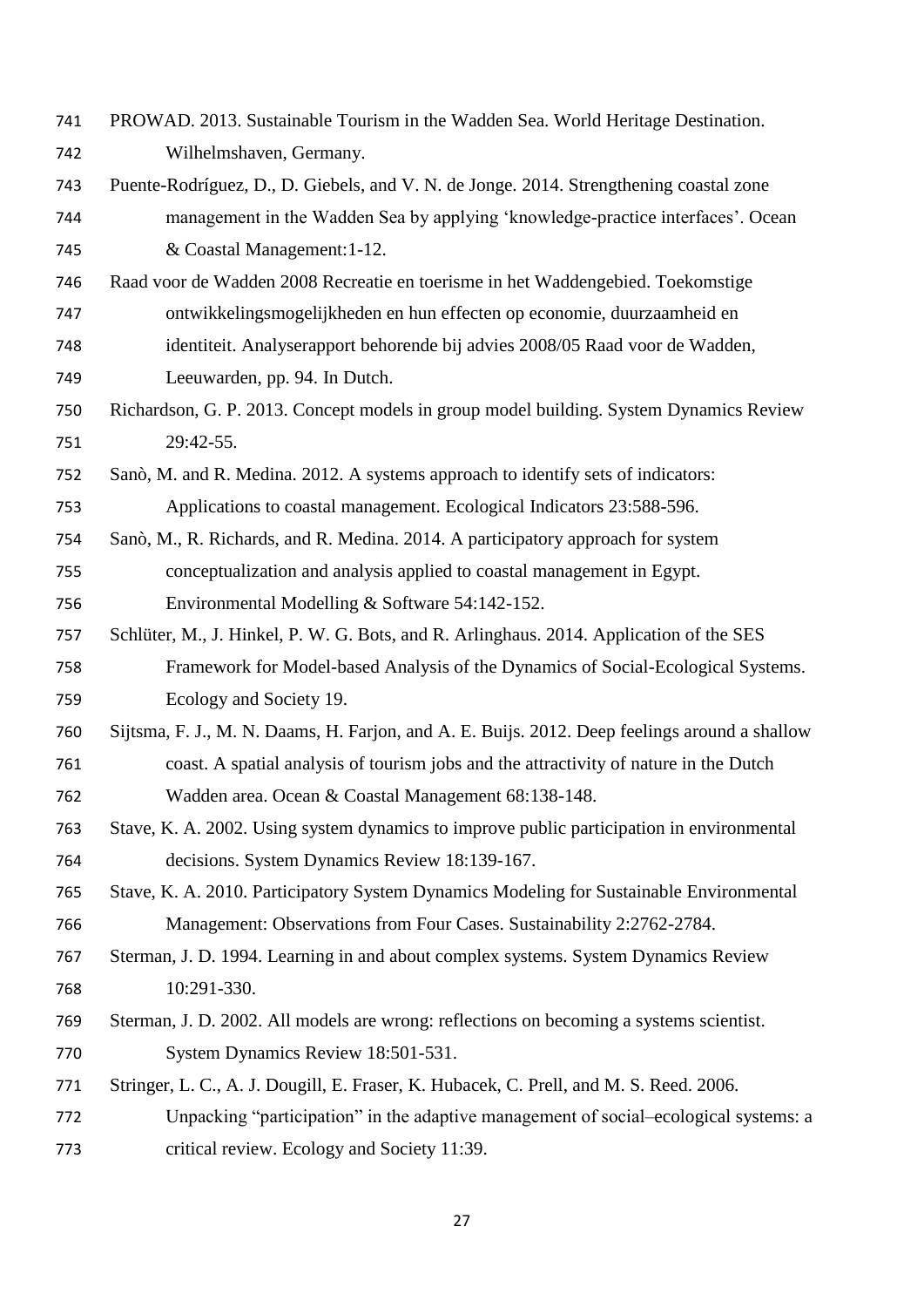PROWAD. 2013. Sustainable Tourism in the Wadden Sea. World Heritage Destination. Wilhelmshaven, Germany.

Puente-Rodríguez, D., D. Giebels, and V. N. de Jonge. 2014. Strengthening coastal zone management in the Wadden Sea by applying 'knowledge-practice interfaces'. Ocean & Coastal Management:1-12.

Raad voor de Wadden 2008 Recreatie en toerisme in het Waddengebied. Toekomstige ontwikkelingsmogelijkheden en hun effecten op economie, duurzaamheid en identiteit. Analyserapport behorende bij advies 2008/05 Raad voor de Wadden, Leeuwarden, pp. 94. In Dutch.

Richardson, G. P. 2013. Concept models in group model building. System Dynamics Review 29:42-55.

Sanò, M. and R. Medina. 2012. A systems approach to identify sets of indicators: Applications to coastal management. Ecological Indicators 23:588-596.

Sanò, M., R. Richards, and R. Medina. 2014. A participatory approach for system conceptualization and analysis applied to coastal management in Egypt. Environmental Modelling & Software 54:142-152.

Schlüter, M., J. Hinkel, P. W. G. Bots, and R. Arlinghaus. 2014. Application of the SES Framework for Model-based Analysis of the Dynamics of Social-Ecological Systems. Ecology and Society 19.

Sijtsma, F. J., M. N. Daams, H. Farjon, and A. E. Buijs. 2012. Deep feelings around a shallow coast. A spatial analysis of tourism jobs and the attractivity of nature in the Dutch Wadden area. Ocean & Coastal Management 68:138-148.

Stave, K. A. 2002. Using system dynamics to improve public participation in environmental decisions. System Dynamics Review 18:139-167.

Stave, K. A. 2010. Participatory System Dynamics Modeling for Sustainable Environmental Management: Observations from Four Cases. Sustainability 2:2762-2784.

Sterman, J. D. 1994. Learning in and about complex systems. System Dynamics Review 10:291-330.

Sterman, J. D. 2002. All models are wrong: reflections on becoming a systems scientist. System Dynamics Review 18:501-531.

Stringer, L. C., A. J. Dougill, E. Fraser, K. Hubacek, C. Prell, and M. S. Reed. 2006. Unpacking "participation" in the adaptive management of social–ecological systems: a critical review. Ecology and Society 11:39.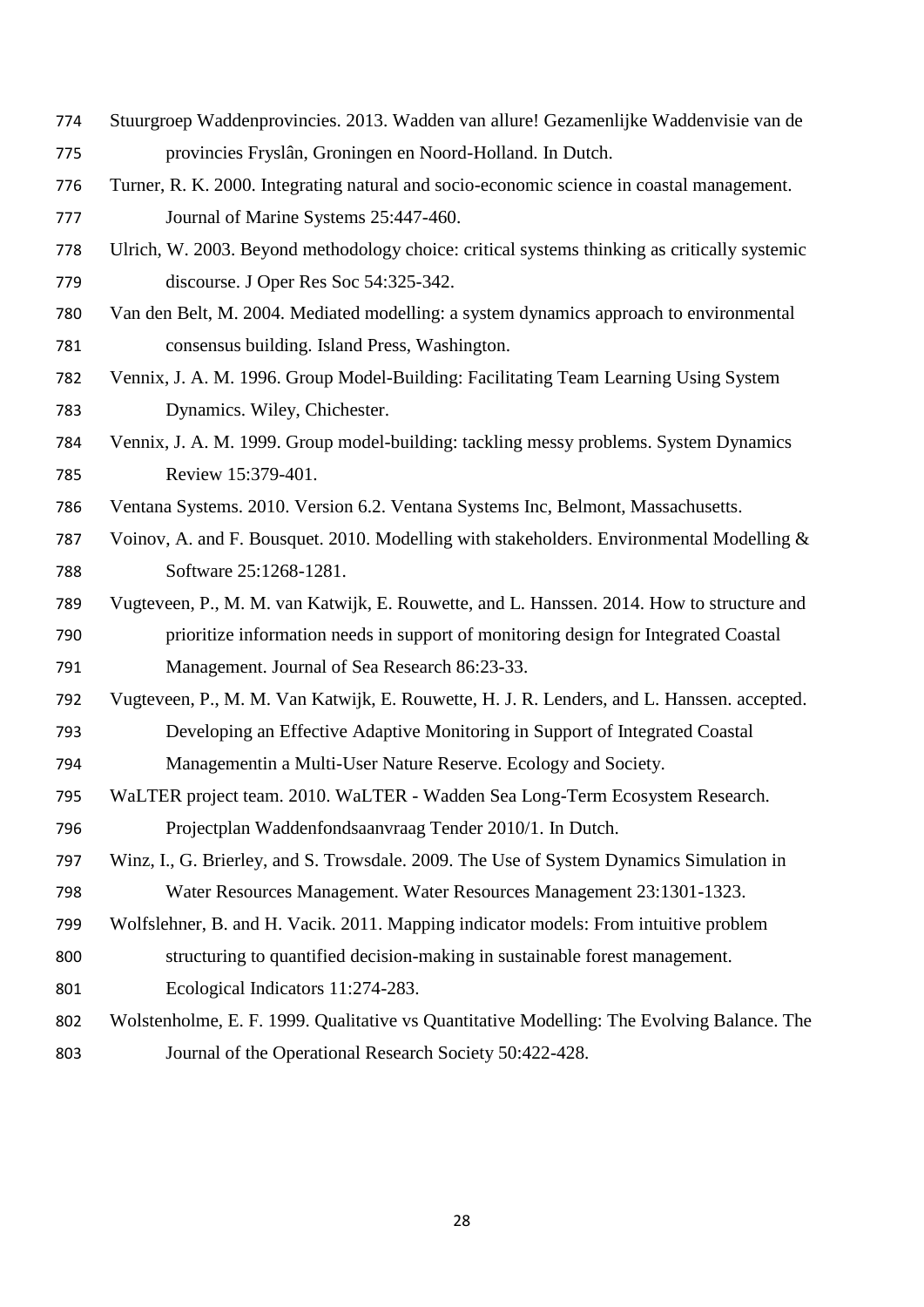Stuurgroep Waddenprovincies. 2013. Wadden van allure! Gezamenlijke Waddenvisie van de provincies Fryslân, Groningen en Noord-Holland. In Dutch.

Turner, R. K. 2000. Integrating natural and socio-economic science in coastal management. Journal of Marine Systems 25:447-460.

Ulrich, W. 2003. Beyond methodology choice: critical systems thinking as critically systemic discourse. J Oper Res Soc 54:325-342.

Van den Belt, M. 2004. Mediated modelling: a system dynamics approach to environmental consensus building. Island Press, Washington.

Vennix, J. A. M. 1996. Group Model-Building: Facilitating Team Learning Using System Dynamics. Wiley, Chichester.

Vennix, J. A. M. 1999. Group model-building: tackling messy problems. System Dynamics Review 15:379-401.

Ventana Systems. 2010. Version 6.2. Ventana Systems Inc, Belmont, Massachusetts.

Voinov, A. and F. Bousquet. 2010. Modelling with stakeholders. Environmental Modelling & Software 25:1268-1281.

Vugteveen, P., M. M. van Katwijk, E. Rouwette, and L. Hanssen. 2014. How to structure and prioritize information needs in support of monitoring design for Integrated Coastal Management. Journal of Sea Research 86:23-33.

Vugteveen, P., M. M. Van Katwijk, E. Rouwette, H. J. R. Lenders, and L. Hanssen. accepted. Developing an Effective Adaptive Monitoring in Support of Integrated Coastal Managementin a Multi-User Nature Reserve. Ecology and Society.

WaLTER project team. 2010. WaLTER - Wadden Sea Long-Term Ecosystem Research. Projectplan Waddenfondsaanvraag Tender 2010/1. In Dutch.

Winz, I., G. Brierley, and S. Trowsdale. 2009. The Use of System Dynamics Simulation in Water Resources Management. Water Resources Management 23:1301-1323.

Wolfslehner, B. and H. Vacik. 2011. Mapping indicator models: From intuitive problem structuring to quantified decision-making in sustainable forest management. Ecological Indicators 11:274-283.

Wolstenholme, E. F. 1999. Qualitative vs Quantitative Modelling: The Evolving Balance. The Journal of the Operational Research Society 50:422-428.